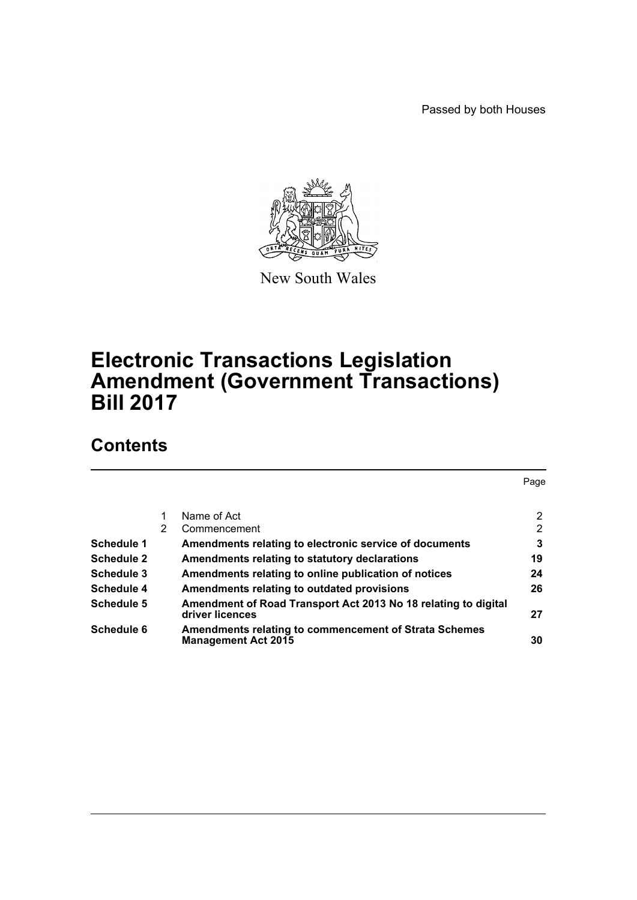Passed by both Houses

New South Wales

# Electronic Transactions Legislation Amendment (Government Transactions) Bill 2017

## Contents

| | | | Page |
|---|---|---|---|
| | 1 | Name of Act | 2 |
| | 2 | Commencement | 2 |
| **Schedule 1** | | **Amendments relating to electronic service of documents** | **3** |
| **Schedule 2** | | **Amendments relating to statutory declarations** | **19** |
| **Schedule 3** | | **Amendments relating to online publication of notices** | **24** |
| **Schedule 4** | | **Amendments relating to outdated provisions** | **26** |
| **Schedule 5** | | **Amendment of Road Transport Act 2013 No 18 relating to digital driver licences** | **27** |
| **Schedule 6** | | **Amendments relating to commencement of Strata Schemes Management Act 2015** | **30** |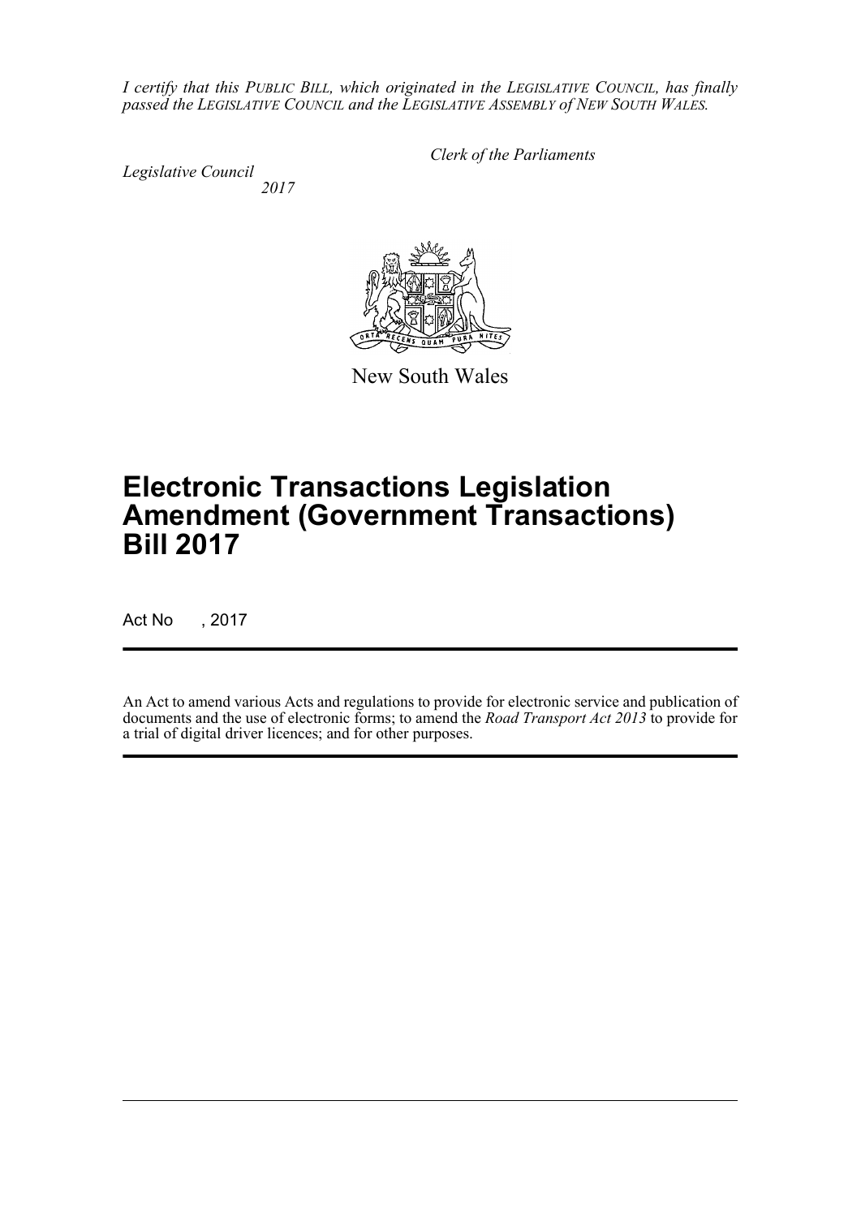*I certify that this PUBLIC BILL, which originated in the LEGISLATIVE COUNCIL, has finally passed the LEGISLATIVE COUNCIL and the LEGISLATIVE ASSEMBLY of NEW SOUTH WALES.*

*Clerk of the Parliaments*

*Legislative Council*
*2017*

New South Wales

# Electronic Transactions Legislation Amendment (Government Transactions) Bill 2017

Act No , 2017

An Act to amend various Acts and regulations to provide for electronic service and publication of documents and the use of electronic forms; to amend the *Road Transport Act 2013* to provide for a trial of digital driver licences; and for other purposes.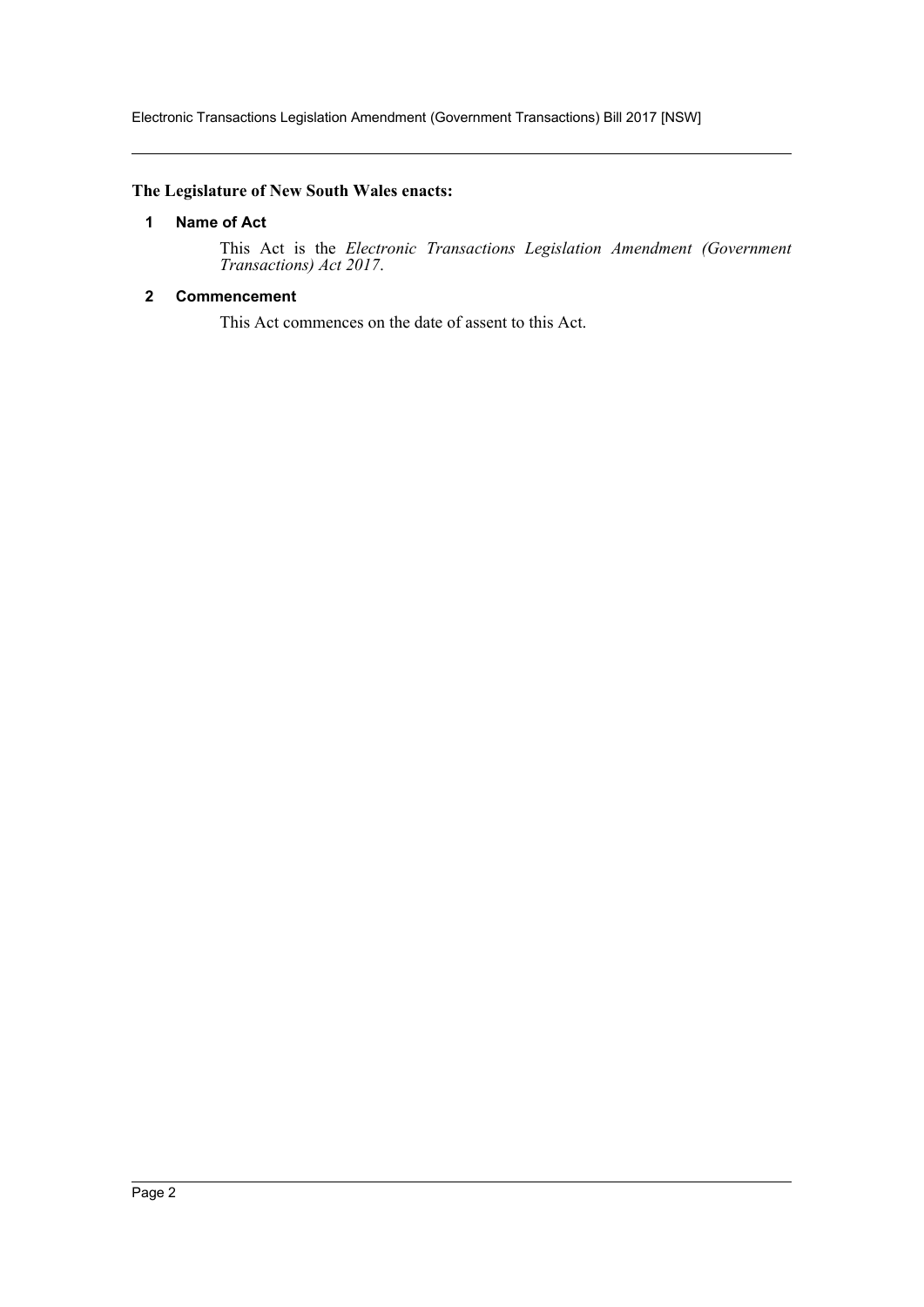**The Legislature of New South Wales enacts:**

## 1 Name of Act

This Act is the *Electronic Transactions Legislation Amendment (Government Transactions) Act 2017*.

## 2 Commencement

This Act commences on the date of assent to this Act.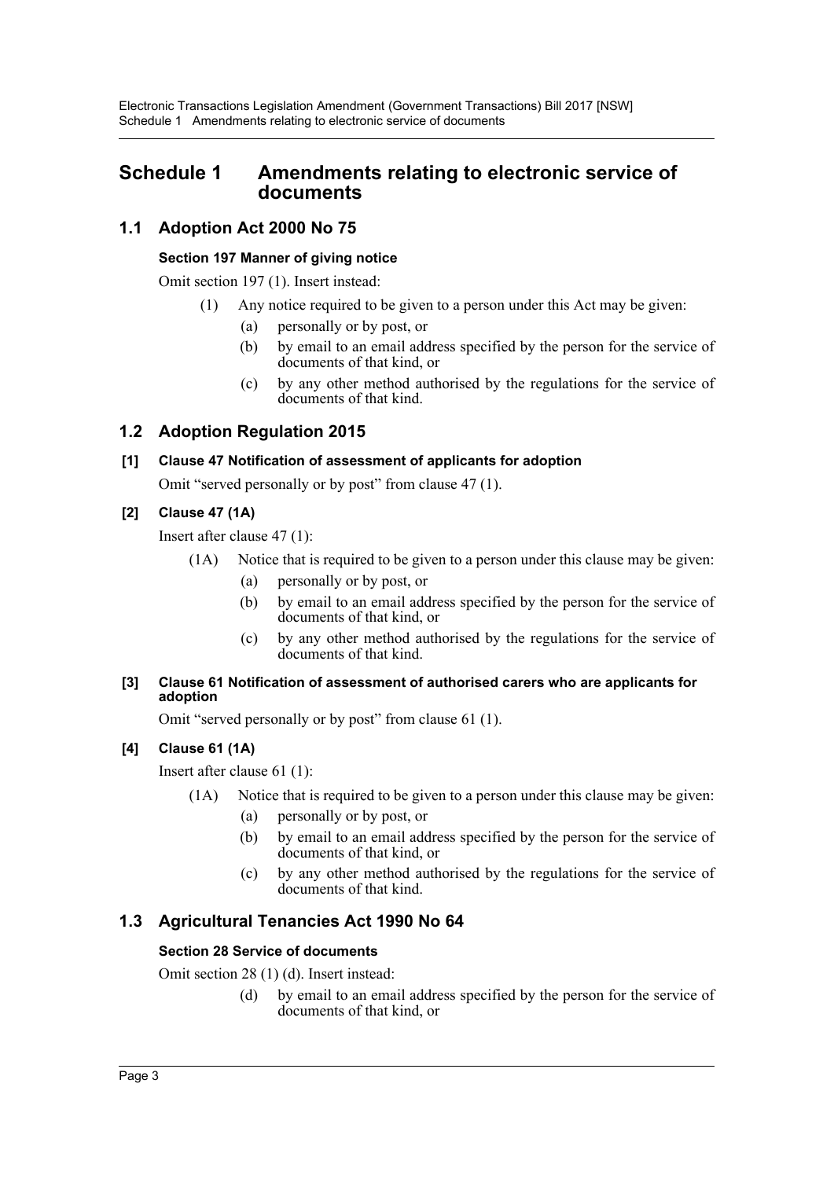# Schedule 1 Amendments relating to electronic service of documents

## 1.1 Adoption Act 2000 No 75

**Section 197 Manner of giving notice**

Omit section 197 (1). Insert instead:

> (1) Any notice required to be given to a person under this Act may be given:
>
> (a) personally or by post, or
>
> (b) by email to an email address specified by the person for the service of documents of that kind, or
>
> (c) by any other method authorised by the regulations for the service of documents of that kind.

## 1.2 Adoption Regulation 2015

**[1] Clause 47 Notification of assessment of applicants for adoption**

Omit "served personally or by post" from clause 47 (1).

**[2] Clause 47 (1A)**

Insert after clause 47 (1):

> (1A) Notice that is required to be given to a person under this clause may be given:
>
> (a) personally or by post, or
>
> (b) by email to an email address specified by the person for the service of documents of that kind, or
>
> (c) by any other method authorised by the regulations for the service of documents of that kind.

**[3] Clause 61 Notification of assessment of authorised carers who are applicants for adoption**

Omit "served personally or by post" from clause 61 (1).

**[4] Clause 61 (1A)**

Insert after clause 61 (1):

> (1A) Notice that is required to be given to a person under this clause may be given:
>
> (a) personally or by post, or
>
> (b) by email to an email address specified by the person for the service of documents of that kind, or
>
> (c) by any other method authorised by the regulations for the service of documents of that kind.

## 1.3 Agricultural Tenancies Act 1990 No 64

**Section 28 Service of documents**

Omit section 28 (1) (d). Insert instead:

> (d) by email to an email address specified by the person for the service of documents of that kind, or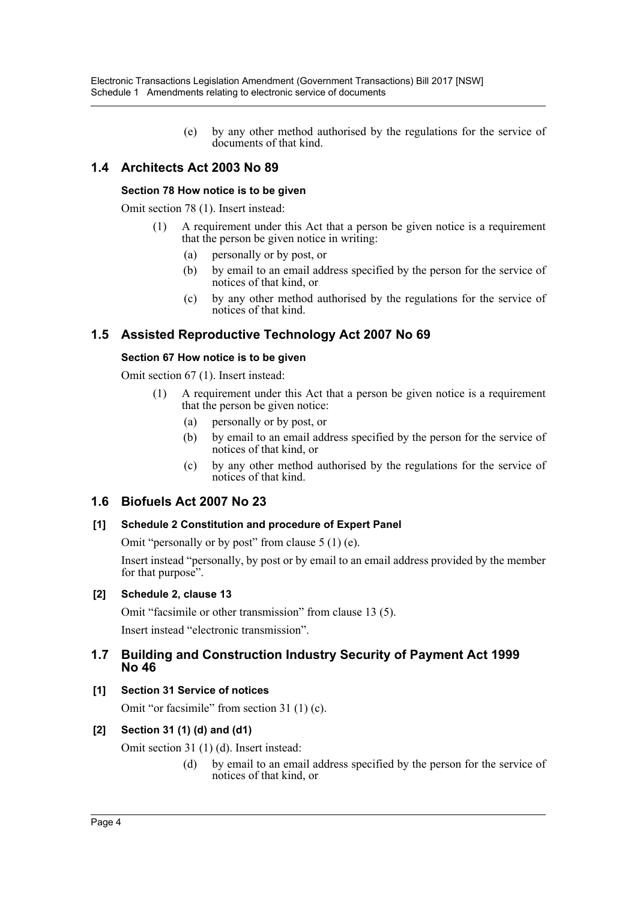(e) by any other method authorised by the regulations for the service of documents of that kind.

## 1.4 Architects Act 2003 No 89

**Section 78 How notice is to be given**

Omit section 78 (1). Insert instead:

(1) A requirement under this Act that a person be given notice is a requirement that the person be given notice in writing:

(a) personally or by post, or

(b) by email to an email address specified by the person for the service of notices of that kind, or

(c) by any other method authorised by the regulations for the service of notices of that kind.

## 1.5 Assisted Reproductive Technology Act 2007 No 69

**Section 67 How notice is to be given**

Omit section 67 (1). Insert instead:

(1) A requirement under this Act that a person be given notice is a requirement that the person be given notice:

(a) personally or by post, or

(b) by email to an email address specified by the person for the service of notices of that kind, or

(c) by any other method authorised by the regulations for the service of notices of that kind.

## 1.6 Biofuels Act 2007 No 23

**[1] Schedule 2 Constitution and procedure of Expert Panel**

Omit "personally or by post" from clause 5 (1) (e).

Insert instead "personally, by post or by email to an email address provided by the member for that purpose".

**[2] Schedule 2, clause 13**

Omit "facsimile or other transmission" from clause 13 (5).

Insert instead "electronic transmission".

## 1.7 Building and Construction Industry Security of Payment Act 1999 No 46

**[1] Section 31 Service of notices**

Omit "or facsimile" from section 31 (1) (c).

**[2] Section 31 (1) (d) and (d1)**

Omit section 31 (1) (d). Insert instead:

(d) by email to an email address specified by the person for the service of notices of that kind, or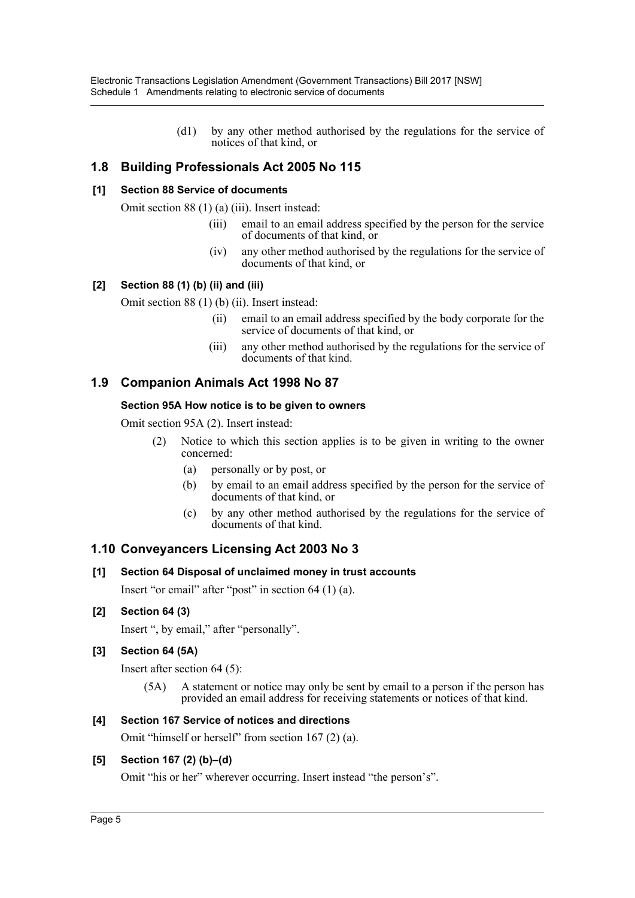(d1) by any other method authorised by the regulations for the service of notices of that kind, or

## 1.8 Building Professionals Act 2005 No 115

### [1] Section 88 Service of documents

Omit section 88 (1) (a) (iii). Insert instead:

> (iii) email to an email address specified by the person for the service of documents of that kind, or
>
> (iv) any other method authorised by the regulations for the service of documents of that kind, or

### [2] Section 88 (1) (b) (ii) and (iii)

Omit section 88 (1) (b) (ii). Insert instead:

> (ii) email to an email address specified by the body corporate for the service of documents of that kind, or
>
> (iii) any other method authorised by the regulations for the service of documents of that kind.

## 1.9 Companion Animals Act 1998 No 87

### Section 95A How notice is to be given to owners

Omit section 95A (2). Insert instead:

> (2) Notice to which this section applies is to be given in writing to the owner concerned:
>
> (a) personally or by post, or
>
> (b) by email to an email address specified by the person for the service of documents of that kind, or
>
> (c) by any other method authorised by the regulations for the service of documents of that kind.

## 1.10 Conveyancers Licensing Act 2003 No 3

### [1] Section 64 Disposal of unclaimed money in trust accounts

Insert "or email" after "post" in section 64 (1) (a).

### [2] Section 64 (3)

Insert ", by email," after "personally".

### [3] Section 64 (5A)

Insert after section 64 (5):

> (5A) A statement or notice may only be sent by email to a person if the person has provided an email address for receiving statements or notices of that kind.

### [4] Section 167 Service of notices and directions

Omit "himself or herself" from section 167 (2) (a).

### [5] Section 167 (2) (b)–(d)

Omit "his or her" wherever occurring. Insert instead "the person's".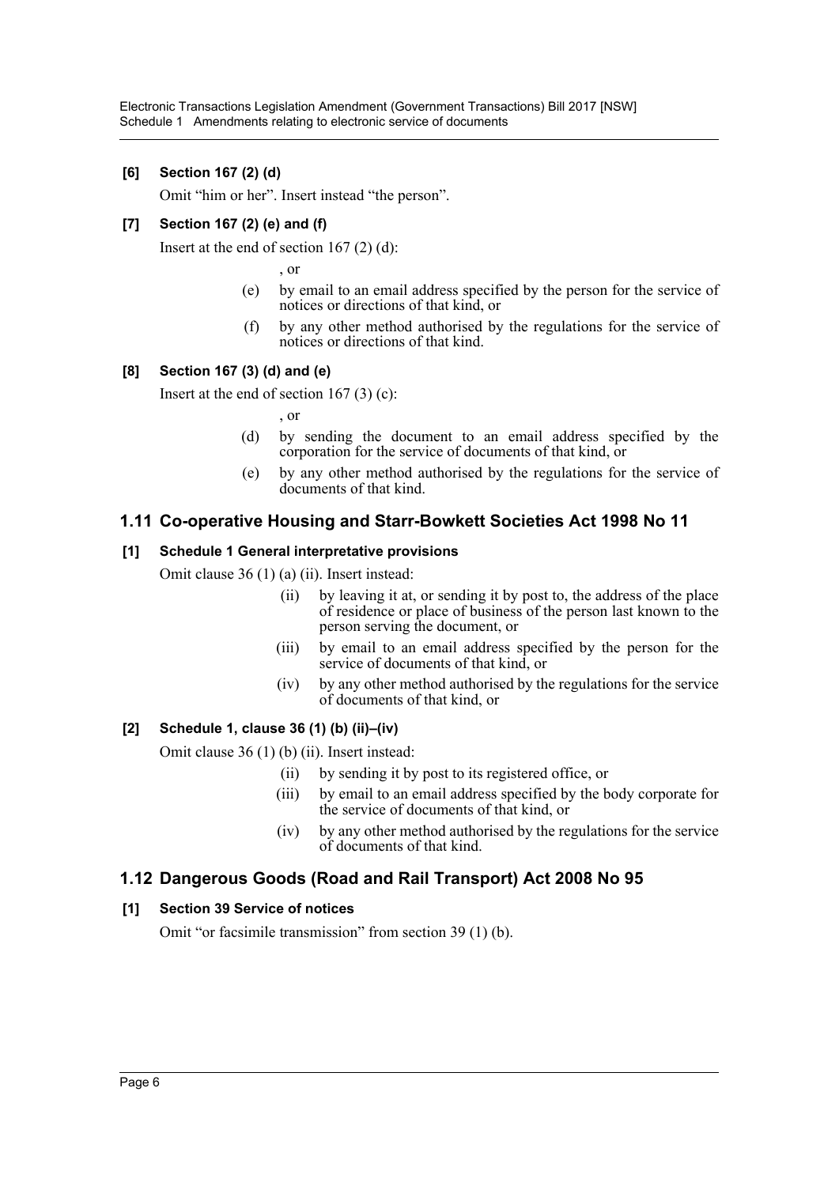**[6] Section 167 (2) (d)**

Omit "him or her". Insert instead "the person".

**[7] Section 167 (2) (e) and (f)**

Insert at the end of section 167 (2) (d):

, or

(e) by email to an email address specified by the person for the service of notices or directions of that kind, or

(f) by any other method authorised by the regulations for the service of notices or directions of that kind.

**[8] Section 167 (3) (d) and (e)**

Insert at the end of section 167 (3) (c):

, or

(d) by sending the document to an email address specified by the corporation for the service of documents of that kind, or

(e) by any other method authorised by the regulations for the service of documents of that kind.

## 1.11 Co-operative Housing and Starr-Bowkett Societies Act 1998 No 11

**[1] Schedule 1 General interpretative provisions**

Omit clause 36 (1) (a) (ii). Insert instead:

(ii) by leaving it at, or sending it by post to, the address of the place of residence or place of business of the person last known to the person serving the document, or

(iii) by email to an email address specified by the person for the service of documents of that kind, or

(iv) by any other method authorised by the regulations for the service of documents of that kind, or

**[2] Schedule 1, clause 36 (1) (b) (ii)–(iv)**

Omit clause 36 (1) (b) (ii). Insert instead:

(ii) by sending it by post to its registered office, or

(iii) by email to an email address specified by the body corporate for the service of documents of that kind, or

(iv) by any other method authorised by the regulations for the service of documents of that kind.

## 1.12 Dangerous Goods (Road and Rail Transport) Act 2008 No 95

**[1] Section 39 Service of notices**

Omit "or facsimile transmission" from section 39 (1) (b).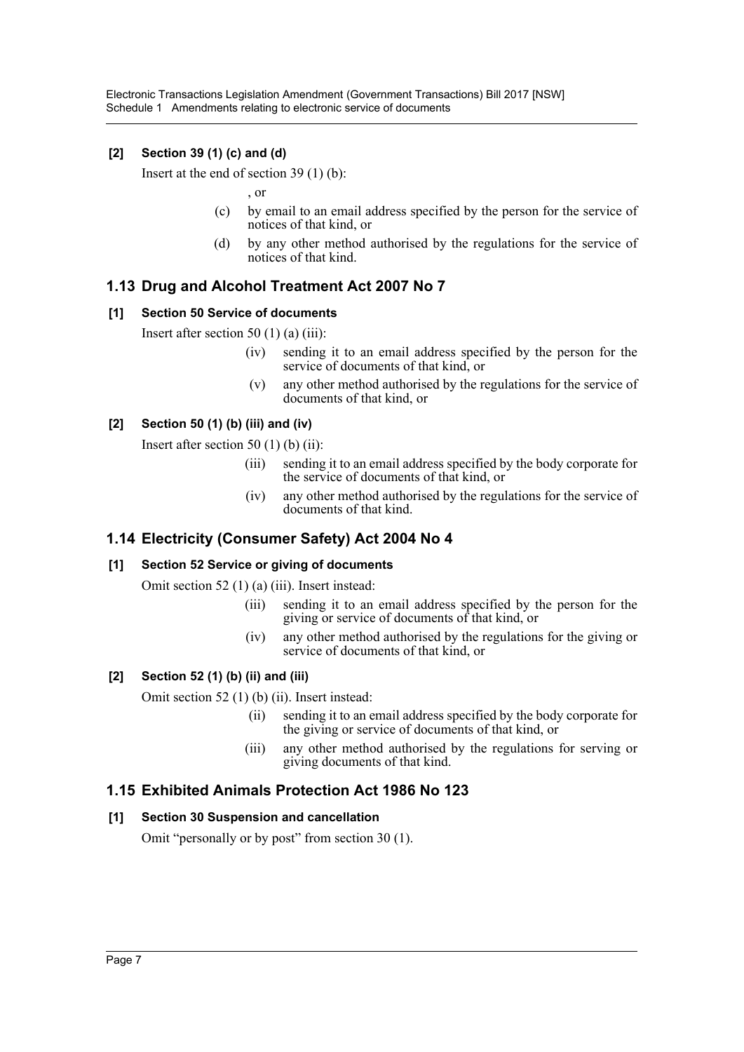**[2] Section 39 (1) (c) and (d)**

Insert at the end of section 39 (1) (b):

, or

(c) by email to an email address specified by the person for the service of notices of that kind, or

(d) by any other method authorised by the regulations for the service of notices of that kind.

## 1.13 Drug and Alcohol Treatment Act 2007 No 7

**[1] Section 50 Service of documents**

Insert after section 50 (1) (a) (iii):

(iv) sending it to an email address specified by the person for the service of documents of that kind, or

(v) any other method authorised by the regulations for the service of documents of that kind, or

**[2] Section 50 (1) (b) (iii) and (iv)**

Insert after section 50 (1) (b) (ii):

(iii) sending it to an email address specified by the body corporate for the service of documents of that kind, or

(iv) any other method authorised by the regulations for the service of documents of that kind.

## 1.14 Electricity (Consumer Safety) Act 2004 No 4

**[1] Section 52 Service or giving of documents**

Omit section 52 (1) (a) (iii). Insert instead:

(iii) sending it to an email address specified by the person for the giving or service of documents of that kind, or

(iv) any other method authorised by the regulations for the giving or service of documents of that kind, or

**[2] Section 52 (1) (b) (ii) and (iii)**

Omit section 52 (1) (b) (ii). Insert instead:

(ii) sending it to an email address specified by the body corporate for the giving or service of documents of that kind, or

(iii) any other method authorised by the regulations for serving or giving documents of that kind.

## 1.15 Exhibited Animals Protection Act 1986 No 123

**[1] Section 30 Suspension and cancellation**

Omit "personally or by post" from section 30 (1).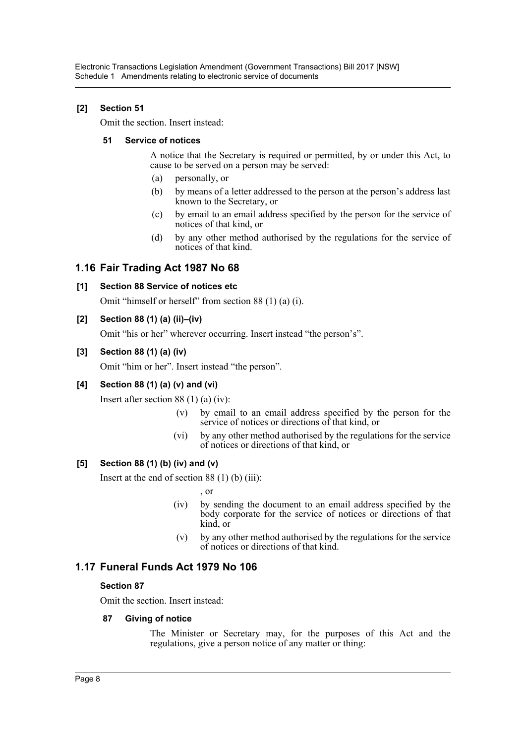**[2] Section 51**

Omit the section. Insert instead:

**51 Service of notices**

A notice that the Secretary is required or permitted, by or under this Act, to cause to be served on a person may be served:

(a) personally, or

(b) by means of a letter addressed to the person at the person's address last known to the Secretary, or

(c) by email to an email address specified by the person for the service of notices of that kind, or

(d) by any other method authorised by the regulations for the service of notices of that kind.

## 1.16 Fair Trading Act 1987 No 68

**[1] Section 88 Service of notices etc**

Omit "himself or herself" from section 88 (1) (a) (i).

**[2] Section 88 (1) (a) (ii)–(iv)**

Omit "his or her" wherever occurring. Insert instead "the person's".

**[3] Section 88 (1) (a) (iv)**

Omit "him or her". Insert instead "the person".

**[4] Section 88 (1) (a) (v) and (vi)**

Insert after section 88 (1) (a) (iv):

(v) by email to an email address specified by the person for the service of notices or directions of that kind, or

(vi) by any other method authorised by the regulations for the service of notices or directions of that kind, or

**[5] Section 88 (1) (b) (iv) and (v)**

Insert at the end of section 88 (1) (b) (iii):

, or

(iv) by sending the document to an email address specified by the body corporate for the service of notices or directions of that kind, or

(v) by any other method authorised by the regulations for the service of notices or directions of that kind.

## 1.17 Funeral Funds Act 1979 No 106

**Section 87**

Omit the section. Insert instead:

**87 Giving of notice**

The Minister or Secretary may, for the purposes of this Act and the regulations, give a person notice of any matter or thing: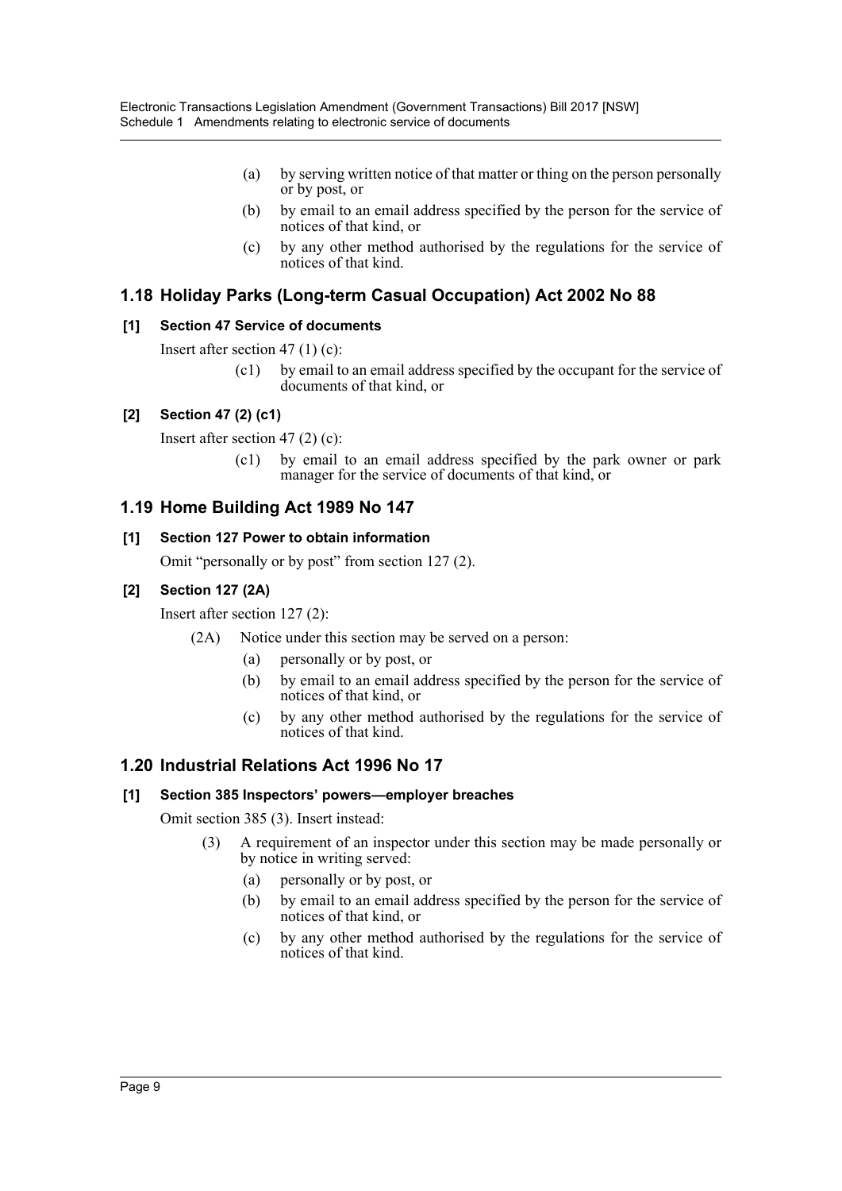(a) by serving written notice of that matter or thing on the person personally or by post, or

(b) by email to an email address specified by the person for the service of notices of that kind, or

(c) by any other method authorised by the regulations for the service of notices of that kind.

## 1.18 Holiday Parks (Long-term Casual Occupation) Act 2002 No 88

### [1] Section 47 Service of documents

Insert after section 47 (1) (c):

(c1) by email to an email address specified by the occupant for the service of documents of that kind, or

### [2] Section 47 (2) (c1)

Insert after section 47 (2) (c):

(c1) by email to an email address specified by the park owner or park manager for the service of documents of that kind, or

## 1.19 Home Building Act 1989 No 147

### [1] Section 127 Power to obtain information

Omit "personally or by post" from section 127 (2).

### [2] Section 127 (2A)

Insert after section 127 (2):

(2A) Notice under this section may be served on a person:

(a) personally or by post, or

(b) by email to an email address specified by the person for the service of notices of that kind, or

(c) by any other method authorised by the regulations for the service of notices of that kind.

## 1.20 Industrial Relations Act 1996 No 17

### [1] Section 385 Inspectors' powers—employer breaches

Omit section 385 (3). Insert instead:

(3) A requirement of an inspector under this section may be made personally or by notice in writing served:

(a) personally or by post, or

(b) by email to an email address specified by the person for the service of notices of that kind, or

(c) by any other method authorised by the regulations for the service of notices of that kind.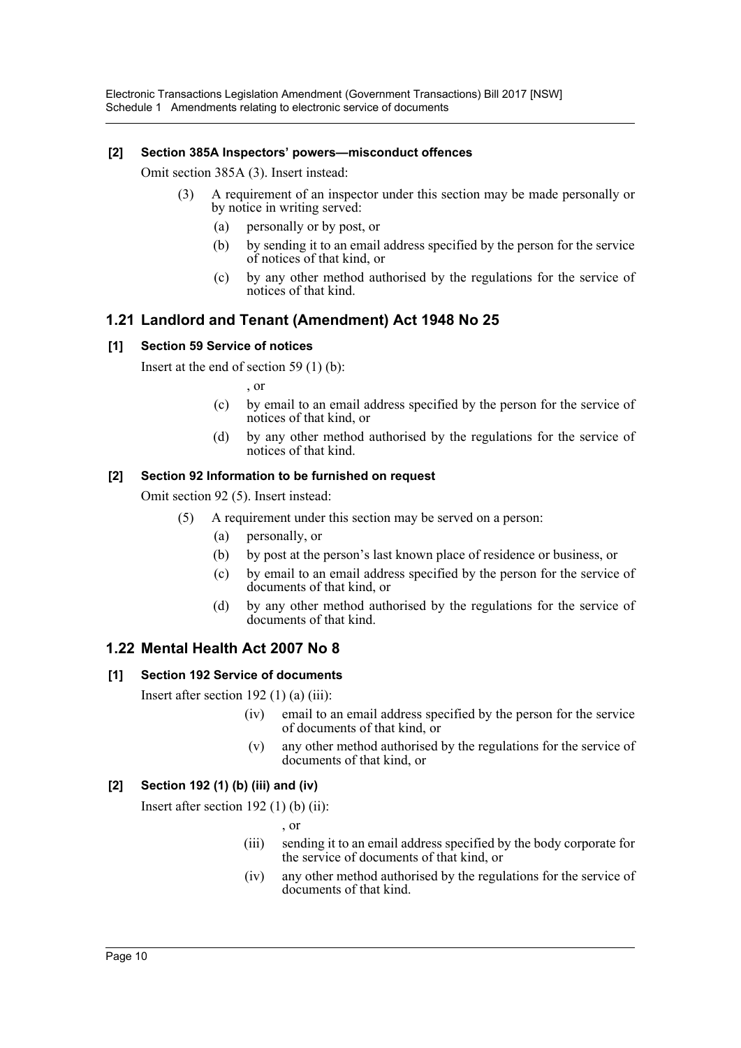**[2] Section 385A Inspectors' powers—misconduct offences**

Omit section 385A (3). Insert instead:

(3) A requirement of an inspector under this section may be made personally or by notice in writing served:

(a) personally or by post, or

(b) by sending it to an email address specified by the person for the service of notices of that kind, or

(c) by any other method authorised by the regulations for the service of notices of that kind.

## 1.21 Landlord and Tenant (Amendment) Act 1948 No 25

**[1] Section 59 Service of notices**

Insert at the end of section 59 (1) (b):

, or

(c) by email to an email address specified by the person for the service of notices of that kind, or

(d) by any other method authorised by the regulations for the service of notices of that kind.

**[2] Section 92 Information to be furnished on request**

Omit section 92 (5). Insert instead:

(5) A requirement under this section may be served on a person:

(a) personally, or

(b) by post at the person's last known place of residence or business, or

(c) by email to an email address specified by the person for the service of documents of that kind, or

(d) by any other method authorised by the regulations for the service of documents of that kind.

## 1.22 Mental Health Act 2007 No 8

**[1] Section 192 Service of documents**

Insert after section 192 (1) (a) (iii):

(iv) email to an email address specified by the person for the service of documents of that kind, or

(v) any other method authorised by the regulations for the service of documents of that kind, or

**[2] Section 192 (1) (b) (iii) and (iv)**

Insert after section 192 (1) (b) (ii):

, or

(iii) sending it to an email address specified by the body corporate for the service of documents of that kind, or

(iv) any other method authorised by the regulations for the service of documents of that kind.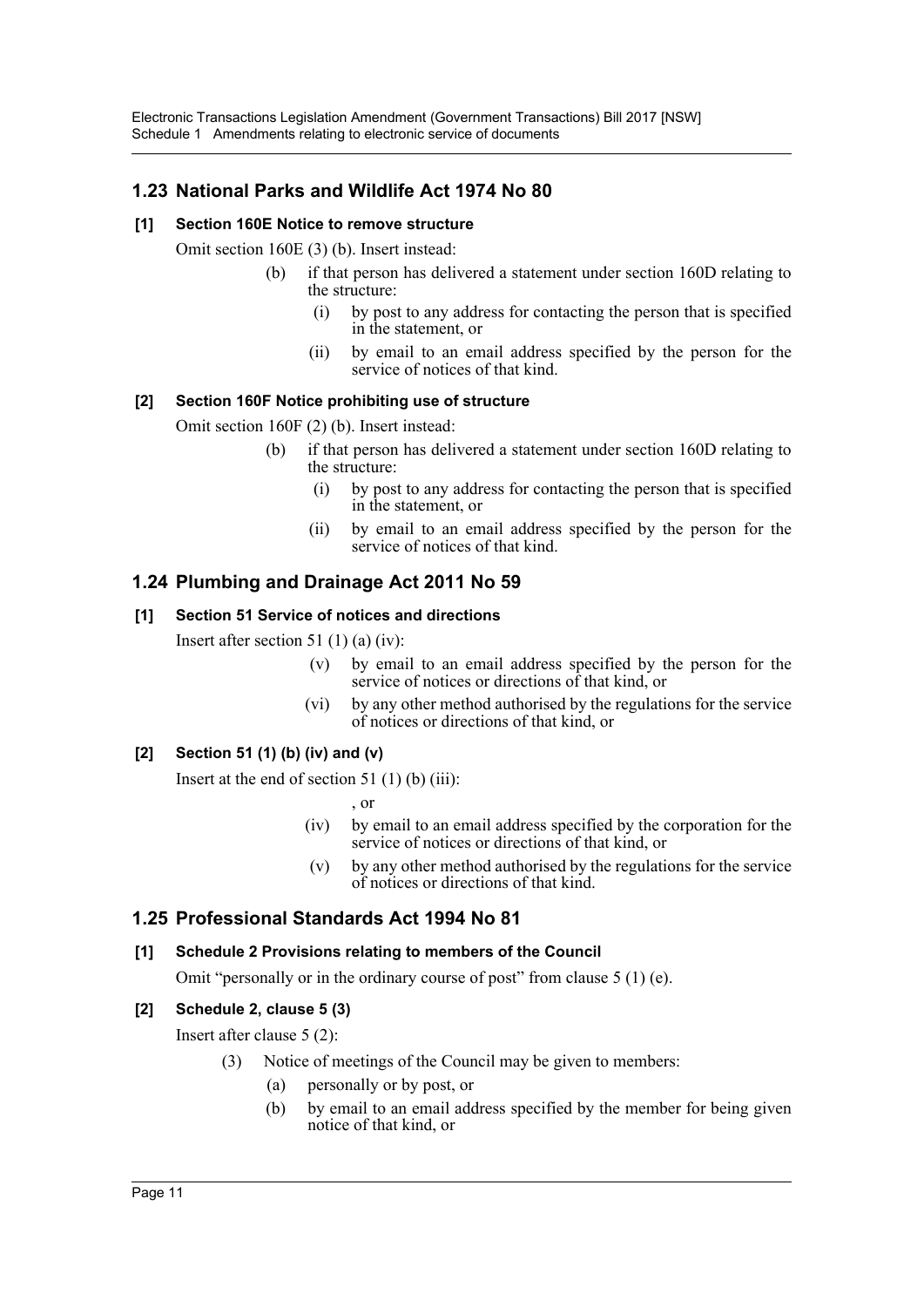## 1.23 National Parks and Wildlife Act 1974 No 80

### [1] Section 160E Notice to remove structure

Omit section 160E (3) (b). Insert instead:

- (b) if that person has delivered a statement under section 160D relating to the structure:
  - (i) by post to any address for contacting the person that is specified in the statement, or
  - (ii) by email to an email address specified by the person for the service of notices of that kind.

### [2] Section 160F Notice prohibiting use of structure

Omit section 160F (2) (b). Insert instead:

- (b) if that person has delivered a statement under section 160D relating to the structure:
  - (i) by post to any address for contacting the person that is specified in the statement, or
  - (ii) by email to an email address specified by the person for the service of notices of that kind.

## 1.24 Plumbing and Drainage Act 2011 No 59

### [1] Section 51 Service of notices and directions

Insert after section 51 (1) (a) (iv):

- (v) by email to an email address specified by the person for the service of notices or directions of that kind, or
- (vi) by any other method authorised by the regulations for the service of notices or directions of that kind, or

### [2] Section 51 (1) (b) (iv) and (v)

Insert at the end of section 51 (1) (b) (iii):

, or

- (iv) by email to an email address specified by the corporation for the service of notices or directions of that kind, or
- (v) by any other method authorised by the regulations for the service of notices or directions of that kind.

## 1.25 Professional Standards Act 1994 No 81

### [1] Schedule 2 Provisions relating to members of the Council

Omit "personally or in the ordinary course of post" from clause 5 (1) (e).

### [2] Schedule 2, clause 5 (3)

Insert after clause 5 (2):

(3) Notice of meetings of the Council may be given to members:

- (a) personally or by post, or
- (b) by email to an email address specified by the member for being given notice of that kind, or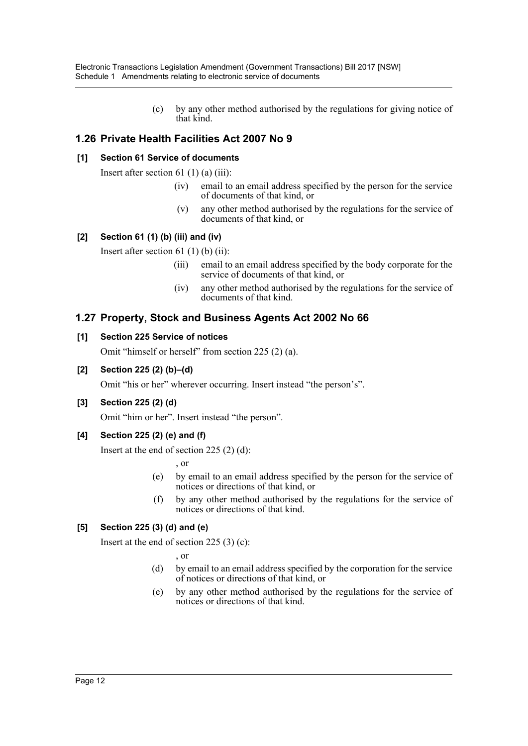(c) by any other method authorised by the regulations for giving notice of that kind.

## 1.26 Private Health Facilities Act 2007 No 9

### [1] Section 61 Service of documents

Insert after section 61 (1) (a) (iii):

> (iv) email to an email address specified by the person for the service of documents of that kind, or
>
> (v) any other method authorised by the regulations for the service of documents of that kind, or

### [2] Section 61 (1) (b) (iii) and (iv)

Insert after section 61 (1) (b) (ii):

> (iii) email to an email address specified by the body corporate for the service of documents of that kind, or
>
> (iv) any other method authorised by the regulations for the service of documents of that kind.

## 1.27 Property, Stock and Business Agents Act 2002 No 66

### [1] Section 225 Service of notices

Omit "himself or herself" from section 225 (2) (a).

### [2] Section 225 (2) (b)–(d)

Omit "his or her" wherever occurring. Insert instead "the person's".

### [3] Section 225 (2) (d)

Omit "him or her". Insert instead "the person".

### [4] Section 225 (2) (e) and (f)

Insert at the end of section 225 (2) (d):

> , or
>
> (e) by email to an email address specified by the person for the service of notices or directions of that kind, or
>
> (f) by any other method authorised by the regulations for the service of notices or directions of that kind.

### [5] Section 225 (3) (d) and (e)

Insert at the end of section 225 (3) (c):

> , or
>
> (d) by email to an email address specified by the corporation for the service of notices or directions of that kind, or
>
> (e) by any other method authorised by the regulations for the service of notices or directions of that kind.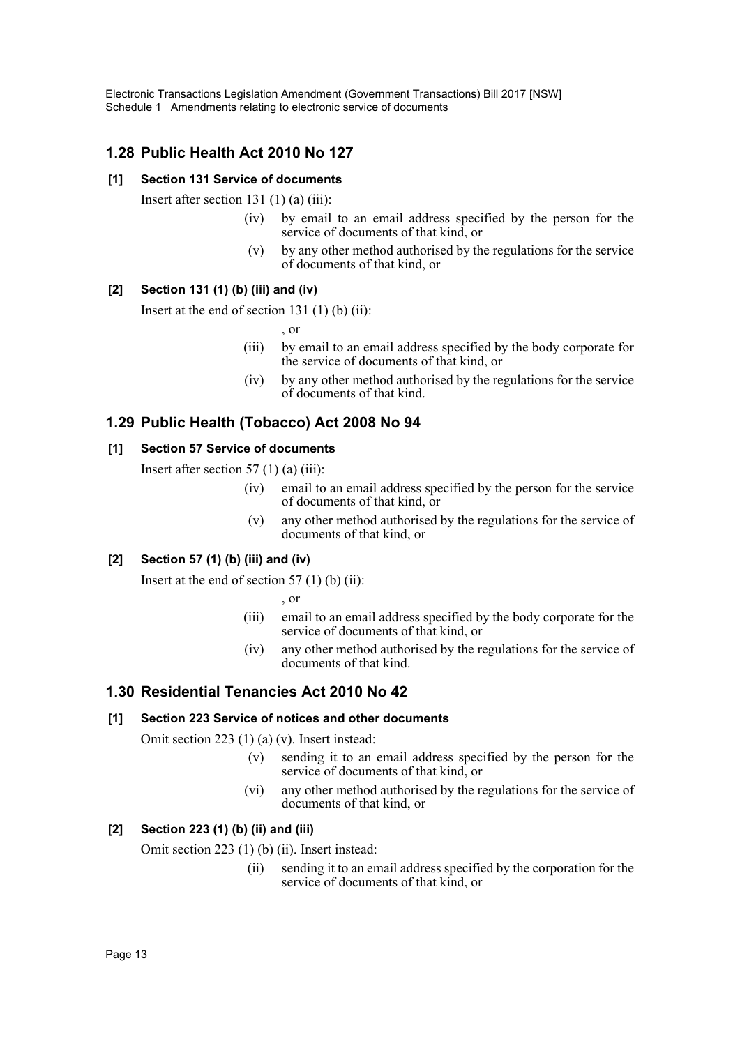## 1.28 Public Health Act 2010 No 127

### [1] Section 131 Service of documents

Insert after section 131 (1) (a) (iii):

> (iv) by email to an email address specified by the person for the service of documents of that kind, or
>
> (v) by any other method authorised by the regulations for the service of documents of that kind, or

### [2] Section 131 (1) (b) (iii) and (iv)

Insert at the end of section 131 (1) (b) (ii):

> , or
>
> (iii) by email to an email address specified by the body corporate for the service of documents of that kind, or
>
> (iv) by any other method authorised by the regulations for the service of documents of that kind.

## 1.29 Public Health (Tobacco) Act 2008 No 94

### [1] Section 57 Service of documents

Insert after section 57 (1) (a) (iii):

> (iv) email to an email address specified by the person for the service of documents of that kind, or
>
> (v) any other method authorised by the regulations for the service of documents of that kind, or

### [2] Section 57 (1) (b) (iii) and (iv)

Insert at the end of section 57 (1) (b) (ii):

> , or
>
> (iii) email to an email address specified by the body corporate for the service of documents of that kind, or
>
> (iv) any other method authorised by the regulations for the service of documents of that kind.

## 1.30 Residential Tenancies Act 2010 No 42

### [1] Section 223 Service of notices and other documents

Omit section 223 (1) (a) (v). Insert instead:

> (v) sending it to an email address specified by the person for the service of documents of that kind, or
>
> (vi) any other method authorised by the regulations for the service of documents of that kind, or

### [2] Section 223 (1) (b) (ii) and (iii)

Omit section 223 (1) (b) (ii). Insert instead:

> (ii) sending it to an email address specified by the corporation for the service of documents of that kind, or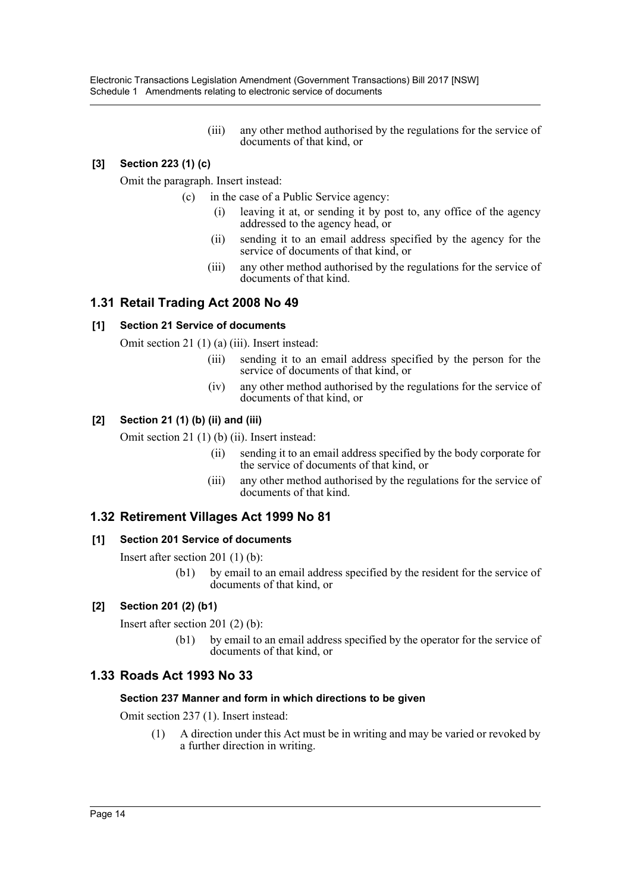(iii) any other method authorised by the regulations for the service of documents of that kind, or

**[3] Section 223 (1) (c)**

Omit the paragraph. Insert instead:

(c) in the case of a Public Service agency:

(i) leaving it at, or sending it by post to, any office of the agency addressed to the agency head, or

(ii) sending it to an email address specified by the agency for the service of documents of that kind, or

(iii) any other method authorised by the regulations for the service of documents of that kind.

## 1.31 Retail Trading Act 2008 No 49

**[1] Section 21 Service of documents**

Omit section 21 (1) (a) (iii). Insert instead:

(iii) sending it to an email address specified by the person for the service of documents of that kind, or

(iv) any other method authorised by the regulations for the service of documents of that kind, or

**[2] Section 21 (1) (b) (ii) and (iii)**

Omit section 21 (1) (b) (ii). Insert instead:

(ii) sending it to an email address specified by the body corporate for the service of documents of that kind, or

(iii) any other method authorised by the regulations for the service of documents of that kind.

## 1.32 Retirement Villages Act 1999 No 81

**[1] Section 201 Service of documents**

Insert after section 201 (1) (b):

(b1) by email to an email address specified by the resident for the service of documents of that kind, or

**[2] Section 201 (2) (b1)**

Insert after section 201 (2) (b):

(b1) by email to an email address specified by the operator for the service of documents of that kind, or

## 1.33 Roads Act 1993 No 33

**Section 237 Manner and form in which directions to be given**

Omit section 237 (1). Insert instead:

(1) A direction under this Act must be in writing and may be varied or revoked by a further direction in writing.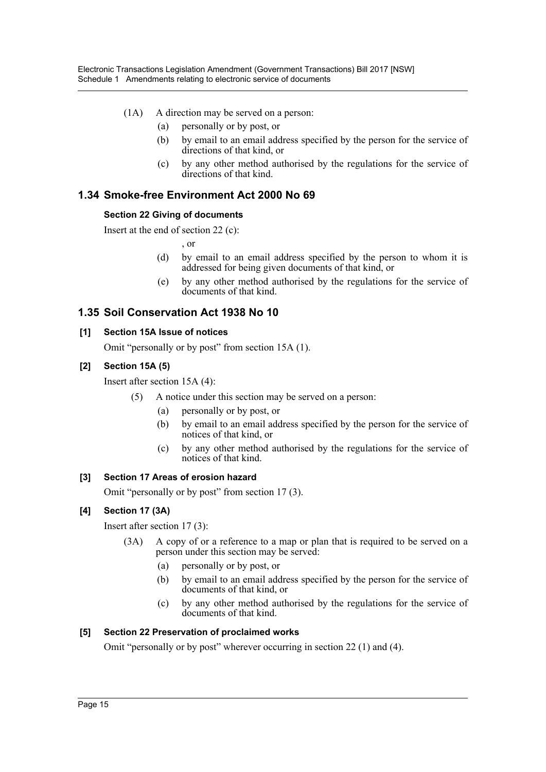(1A) A direction may be served on a person:

(a) personally or by post, or

(b) by email to an email address specified by the person for the service of directions of that kind, or

(c) by any other method authorised by the regulations for the service of directions of that kind.

## 1.34 Smoke-free Environment Act 2000 No 69

### Section 22 Giving of documents

Insert at the end of section 22 (c):

, or

(d) by email to an email address specified by the person to whom it is addressed for being given documents of that kind, or

(e) by any other method authorised by the regulations for the service of documents of that kind.

## 1.35 Soil Conservation Act 1938 No 10

### [1] Section 15A Issue of notices

Omit "personally or by post" from section 15A (1).

### [2] Section 15A (5)

Insert after section 15A (4):

(5) A notice under this section may be served on a person:

(a) personally or by post, or

(b) by email to an email address specified by the person for the service of notices of that kind, or

(c) by any other method authorised by the regulations for the service of notices of that kind.

### [3] Section 17 Areas of erosion hazard

Omit "personally or by post" from section 17 (3).

### [4] Section 17 (3A)

Insert after section 17 (3):

(3A) A copy of or a reference to a map or plan that is required to be served on a person under this section may be served:

(a) personally or by post, or

(b) by email to an email address specified by the person for the service of documents of that kind, or

(c) by any other method authorised by the regulations for the service of documents of that kind.

### [5] Section 22 Preservation of proclaimed works

Omit "personally or by post" wherever occurring in section 22 (1) and (4).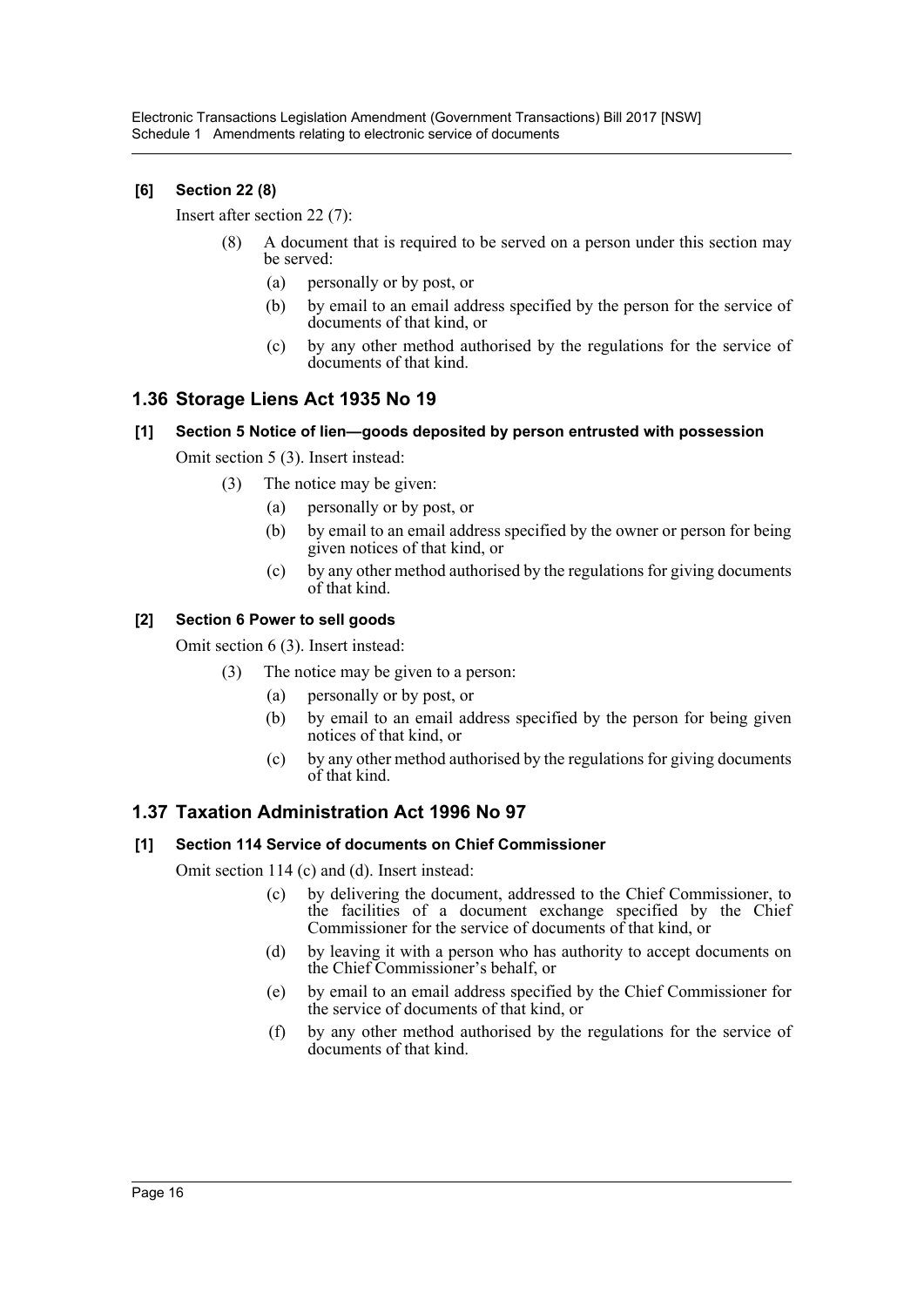#### [6] Section 22 (8)

Insert after section 22 (7):

> (8) A document that is required to be served on a person under this section may be served:
>
> (a) personally or by post, or
>
> (b) by email to an email address specified by the person for the service of documents of that kind, or
>
> (c) by any other method authorised by the regulations for the service of documents of that kind.

## 1.36 Storage Liens Act 1935 No 19

#### [1] Section 5 Notice of lien—goods deposited by person entrusted with possession

Omit section 5 (3). Insert instead:

> (3) The notice may be given:
>
> (a) personally or by post, or
>
> (b) by email to an email address specified by the owner or person for being given notices of that kind, or
>
> (c) by any other method authorised by the regulations for giving documents of that kind.

#### [2] Section 6 Power to sell goods

Omit section 6 (3). Insert instead:

> (3) The notice may be given to a person:
>
> (a) personally or by post, or
>
> (b) by email to an email address specified by the person for being given notices of that kind, or
>
> (c) by any other method authorised by the regulations for giving documents of that kind.

## 1.37 Taxation Administration Act 1996 No 97

#### [1] Section 114 Service of documents on Chief Commissioner

Omit section 114 (c) and (d). Insert instead:

> (c) by delivering the document, addressed to the Chief Commissioner, to the facilities of a document exchange specified by the Chief Commissioner for the service of documents of that kind, or
>
> (d) by leaving it with a person who has authority to accept documents on the Chief Commissioner's behalf, or
>
> (e) by email to an email address specified by the Chief Commissioner for the service of documents of that kind, or
>
> (f) by any other method authorised by the regulations for the service of documents of that kind.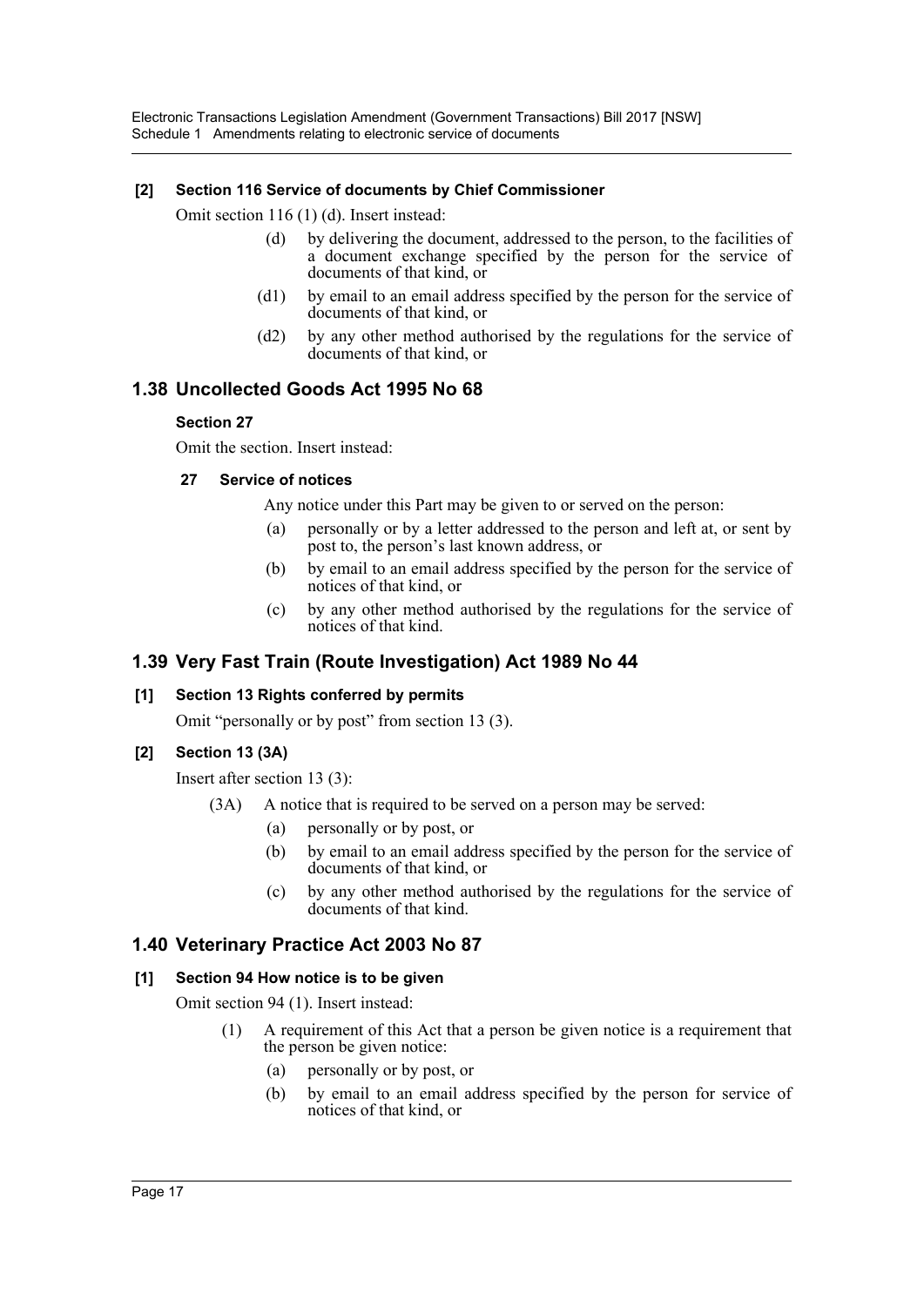**[2] Section 116 Service of documents by Chief Commissioner**

Omit section 116 (1) (d). Insert instead:

- (d) by delivering the document, addressed to the person, to the facilities of a document exchange specified by the person for the service of documents of that kind, or
- (d1) by email to an email address specified by the person for the service of documents of that kind, or
- (d2) by any other method authorised by the regulations for the service of documents of that kind, or

## 1.38 Uncollected Goods Act 1995 No 68

**Section 27**

Omit the section. Insert instead:

**27 Service of notices**

Any notice under this Part may be given to or served on the person:

- (a) personally or by a letter addressed to the person and left at, or sent by post to, the person's last known address, or
- (b) by email to an email address specified by the person for the service of notices of that kind, or
- (c) by any other method authorised by the regulations for the service of notices of that kind.

## 1.39 Very Fast Train (Route Investigation) Act 1989 No 44

**[1] Section 13 Rights conferred by permits**

Omit "personally or by post" from section 13 (3).

**[2] Section 13 (3A)**

Insert after section 13 (3):

(3A) A notice that is required to be served on a person may be served:

- (a) personally or by post, or
- (b) by email to an email address specified by the person for the service of documents of that kind, or
- (c) by any other method authorised by the regulations for the service of documents of that kind.

## 1.40 Veterinary Practice Act 2003 No 87

**[1] Section 94 How notice is to be given**

Omit section 94 (1). Insert instead:

(1) A requirement of this Act that a person be given notice is a requirement that the person be given notice:

- (a) personally or by post, or
- (b) by email to an email address specified by the person for service of notices of that kind, or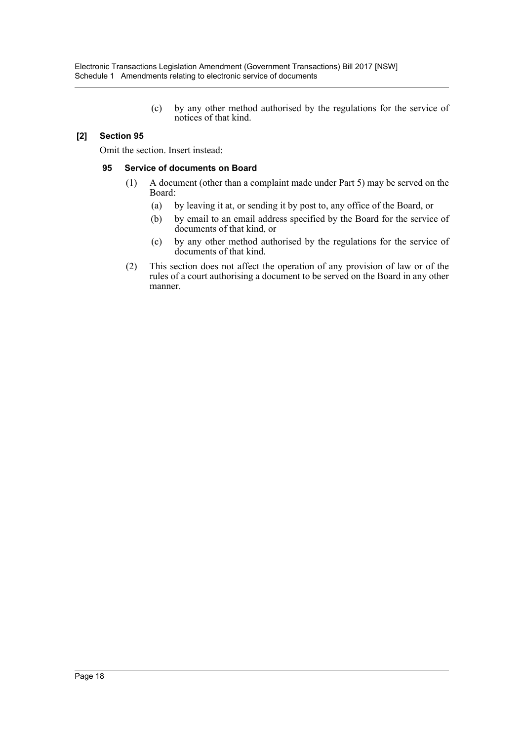(c) by any other method authorised by the regulations for the service of notices of that kind.

### [2] Section 95

Omit the section. Insert instead:

#### 95 Service of documents on Board

(1) A document (other than a complaint made under Part 5) may be served on the Board:

- (a) by leaving it at, or sending it by post to, any office of the Board, or
- (b) by email to an email address specified by the Board for the service of documents of that kind, or
- (c) by any other method authorised by the regulations for the service of documents of that kind.

(2) This section does not affect the operation of any provision of law or of the rules of a court authorising a document to be served on the Board in any other manner.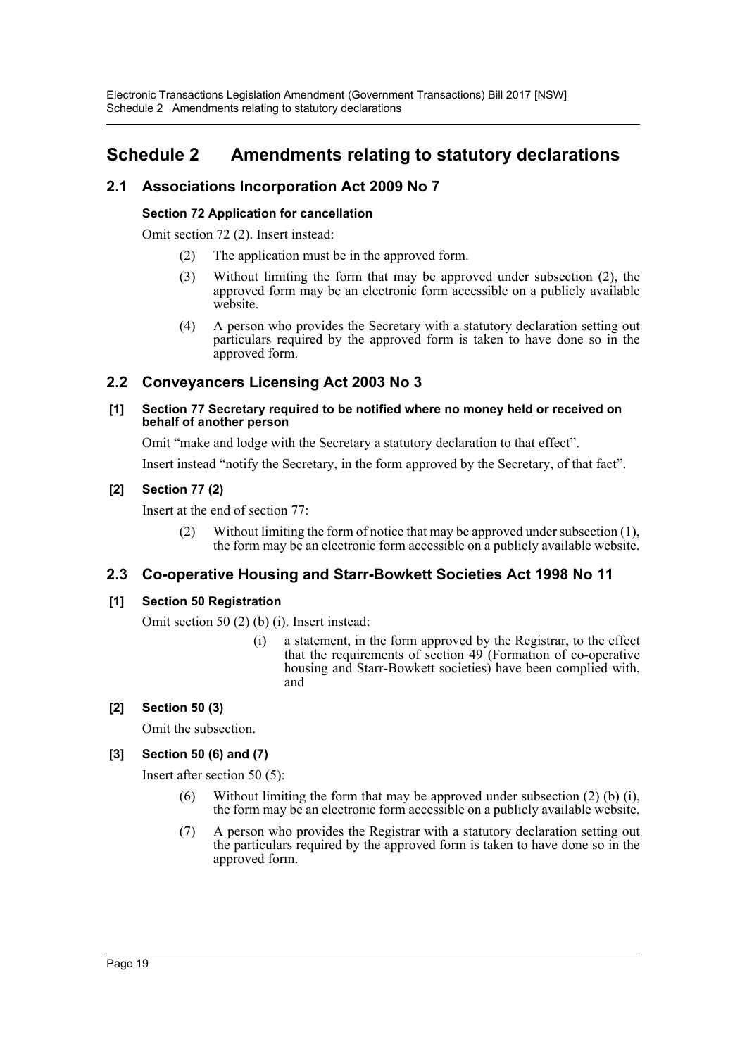# Schedule 2 Amendments relating to statutory declarations

## 2.1 Associations Incorporation Act 2009 No 7

#### Section 72 Application for cancellation

Omit section 72 (2). Insert instead:

> (2) The application must be in the approved form.
>
> (3) Without limiting the form that may be approved under subsection (2), the approved form may be an electronic form accessible on a publicly available website.
>
> (4) A person who provides the Secretary with a statutory declaration setting out particulars required by the approved form is taken to have done so in the approved form.

## 2.2 Conveyancers Licensing Act 2003 No 3

#### [1] Section 77 Secretary required to be notified where no money held or received on behalf of another person

Omit "make and lodge with the Secretary a statutory declaration to that effect".

Insert instead "notify the Secretary, in the form approved by the Secretary, of that fact".

#### [2] Section 77 (2)

Insert at the end of section 77:

> (2) Without limiting the form of notice that may be approved under subsection (1), the form may be an electronic form accessible on a publicly available website.

## 2.3 Co-operative Housing and Starr-Bowkett Societies Act 1998 No 11

#### [1] Section 50 Registration

Omit section 50 (2) (b) (i). Insert instead:

> (i) a statement, in the form approved by the Registrar, to the effect that the requirements of section 49 (Formation of co-operative housing and Starr-Bowkett societies) have been complied with, and

#### [2] Section 50 (3)

Omit the subsection.

#### [3] Section 50 (6) and (7)

Insert after section 50 (5):

> (6) Without limiting the form that may be approved under subsection (2) (b) (i), the form may be an electronic form accessible on a publicly available website.
>
> (7) A person who provides the Registrar with a statutory declaration setting out the particulars required by the approved form is taken to have done so in the approved form.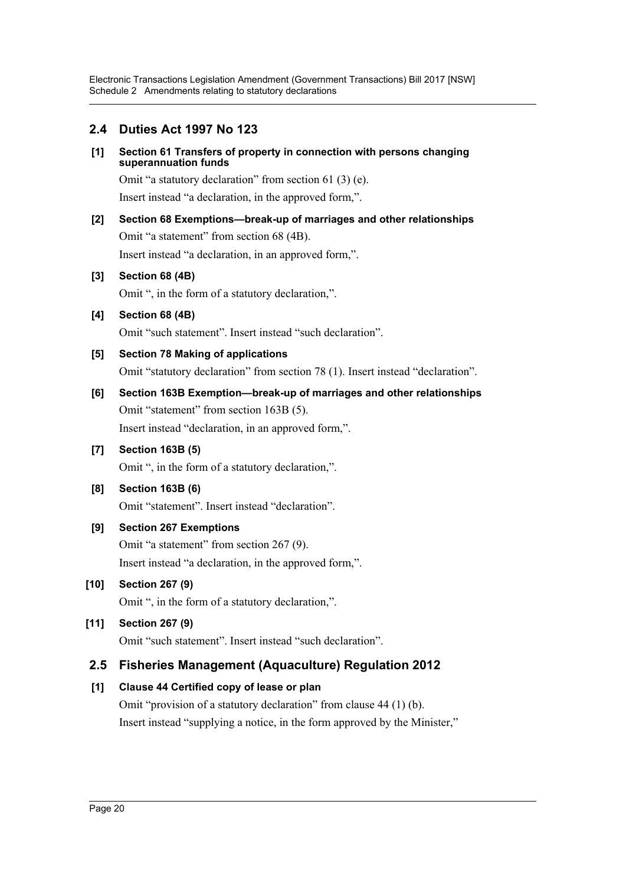## 2.4 Duties Act 1997 No 123

**[1] Section 61 Transfers of property in connection with persons changing superannuation funds**

Omit "a statutory declaration" from section 61 (3) (e).

Insert instead "a declaration, in the approved form,".

**[2] Section 68 Exemptions—break-up of marriages and other relationships**

Omit "a statement" from section 68 (4B).

Insert instead "a declaration, in an approved form,".

**[3] Section 68 (4B)**

Omit ", in the form of a statutory declaration,".

**[4] Section 68 (4B)**

Omit "such statement". Insert instead "such declaration".

**[5] Section 78 Making of applications**

Omit "statutory declaration" from section 78 (1). Insert instead "declaration".

**[6] Section 163B Exemption—break-up of marriages and other relationships**

Omit "statement" from section 163B (5).

Insert instead "declaration, in an approved form,".

**[7] Section 163B (5)**

Omit ", in the form of a statutory declaration,".

**[8] Section 163B (6)**

Omit "statement". Insert instead "declaration".

**[9] Section 267 Exemptions**

Omit "a statement" from section 267 (9).

Insert instead "a declaration, in the approved form,".

**[10] Section 267 (9)**

Omit ", in the form of a statutory declaration,".

**[11] Section 267 (9)**

Omit "such statement". Insert instead "such declaration".

## 2.5 Fisheries Management (Aquaculture) Regulation 2012

**[1] Clause 44 Certified copy of lease or plan**

Omit "provision of a statutory declaration" from clause 44 (1) (b).

Insert instead "supplying a notice, in the form approved by the Minister,"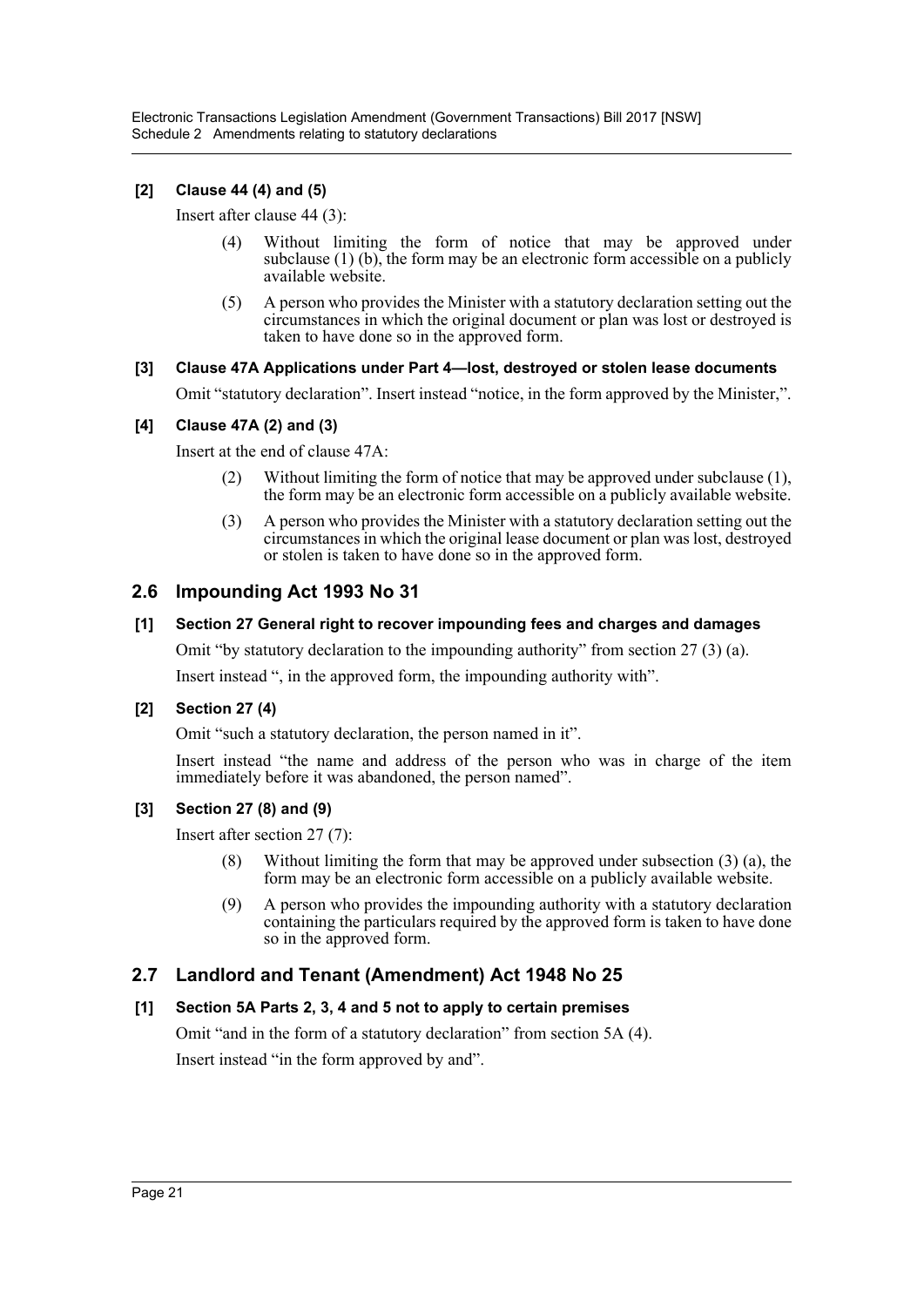**[2] Clause 44 (4) and (5)**

Insert after clause 44 (3):

> (4) Without limiting the form of notice that may be approved under subclause (1) (b), the form may be an electronic form accessible on a publicly available website.
>
> (5) A person who provides the Minister with a statutory declaration setting out the circumstances in which the original document or plan was lost or destroyed is taken to have done so in the approved form.

**[3] Clause 47A Applications under Part 4—lost, destroyed or stolen lease documents**

Omit "statutory declaration". Insert instead "notice, in the form approved by the Minister,".

**[4] Clause 47A (2) and (3)**

Insert at the end of clause 47A:

> (2) Without limiting the form of notice that may be approved under subclause (1), the form may be an electronic form accessible on a publicly available website.
>
> (3) A person who provides the Minister with a statutory declaration setting out the circumstances in which the original lease document or plan was lost, destroyed or stolen is taken to have done so in the approved form.

## 2.6 Impounding Act 1993 No 31

**[1] Section 27 General right to recover impounding fees and charges and damages**

Omit "by statutory declaration to the impounding authority" from section 27 (3) (a).

Insert instead ", in the approved form, the impounding authority with".

**[2] Section 27 (4)**

Omit "such a statutory declaration, the person named in it".

Insert instead "the name and address of the person who was in charge of the item immediately before it was abandoned, the person named".

**[3] Section 27 (8) and (9)**

Insert after section 27 (7):

> (8) Without limiting the form that may be approved under subsection (3) (a), the form may be an electronic form accessible on a publicly available website.
>
> (9) A person who provides the impounding authority with a statutory declaration containing the particulars required by the approved form is taken to have done so in the approved form.

## 2.7 Landlord and Tenant (Amendment) Act 1948 No 25

**[1] Section 5A Parts 2, 3, 4 and 5 not to apply to certain premises**

Omit "and in the form of a statutory declaration" from section 5A (4).

Insert instead "in the form approved by and".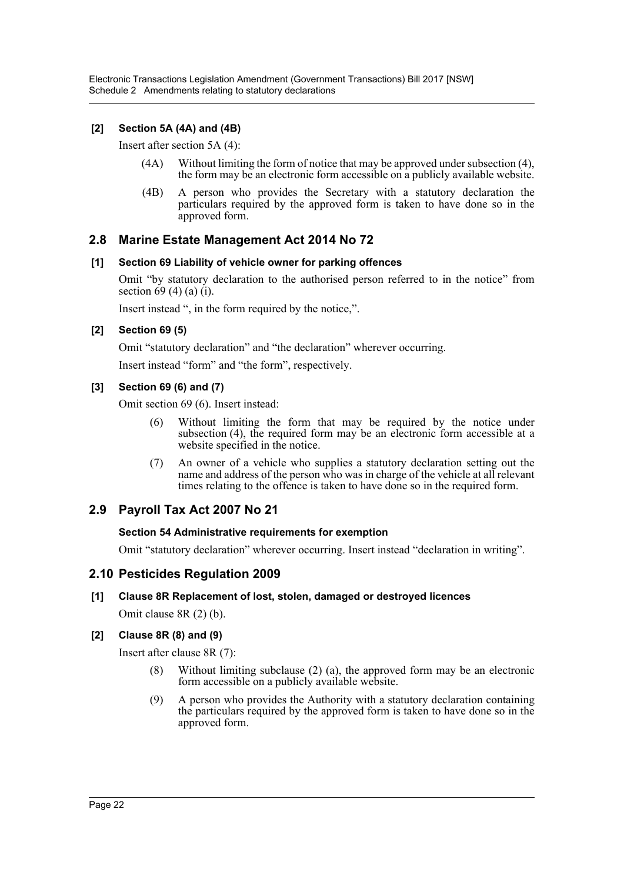**[2] Section 5A (4A) and (4B)**

Insert after section 5A (4):

> (4A) Without limiting the form of notice that may be approved under subsection (4), the form may be an electronic form accessible on a publicly available website.
>
> (4B) A person who provides the Secretary with a statutory declaration the particulars required by the approved form is taken to have done so in the approved form.

## 2.8 Marine Estate Management Act 2014 No 72

**[1] Section 69 Liability of vehicle owner for parking offences**

Omit "by statutory declaration to the authorised person referred to in the notice" from section 69 (4) (a) (i).

Insert instead ", in the form required by the notice,".

**[2] Section 69 (5)**

Omit "statutory declaration" and "the declaration" wherever occurring.

Insert instead "form" and "the form", respectively.

**[3] Section 69 (6) and (7)**

Omit section 69 (6). Insert instead:

> (6) Without limiting the form that may be required by the notice under subsection (4), the required form may be an electronic form accessible at a website specified in the notice.
>
> (7) An owner of a vehicle who supplies a statutory declaration setting out the name and address of the person who was in charge of the vehicle at all relevant times relating to the offence is taken to have done so in the required form.

## 2.9 Payroll Tax Act 2007 No 21

**Section 54 Administrative requirements for exemption**

Omit "statutory declaration" wherever occurring. Insert instead "declaration in writing".

## 2.10 Pesticides Regulation 2009

**[1] Clause 8R Replacement of lost, stolen, damaged or destroyed licences**

Omit clause 8R (2) (b).

**[2] Clause 8R (8) and (9)**

Insert after clause 8R (7):

> (8) Without limiting subclause (2) (a), the approved form may be an electronic form accessible on a publicly available website.
>
> (9) A person who provides the Authority with a statutory declaration containing the particulars required by the approved form is taken to have done so in the approved form.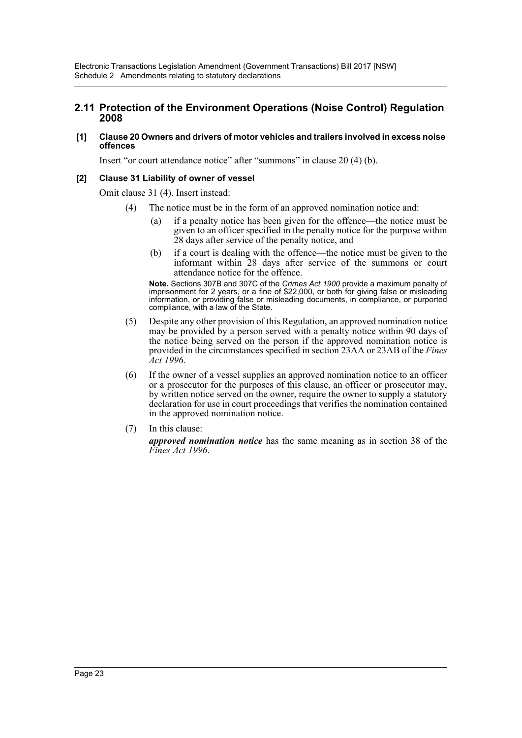## 2.11 Protection of the Environment Operations (Noise Control) Regulation 2008

**[1] Clause 20 Owners and drivers of motor vehicles and trailers involved in excess noise offences**

Insert "or court attendance notice" after "summons" in clause 20 (4) (b).

**[2] Clause 31 Liability of owner of vessel**

Omit clause 31 (4). Insert instead:

> (4) The notice must be in the form of an approved nomination notice and:
>
> > (a) if a penalty notice has been given for the offence—the notice must be given to an officer specified in the penalty notice for the purpose within 28 days after service of the penalty notice, and
> >
> > (b) if a court is dealing with the offence—the notice must be given to the informant within 28 days after service of the summons or court attendance notice for the offence.
>
> **Note.** Sections 307B and 307C of the *Crimes Act 1900* provide a maximum penalty of imprisonment for 2 years, or a fine of $22,000, or both for giving false or misleading information, or providing false or misleading documents, in compliance, or purported compliance, with a law of the State.
>
> (5) Despite any other provision of this Regulation, an approved nomination notice may be provided by a person served with a penalty notice within 90 days of the notice being served on the person if the approved nomination notice is provided in the circumstances specified in section 23AA or 23AB of the *Fines Act 1996*.
>
> (6) If the owner of a vessel supplies an approved nomination notice to an officer or a prosecutor for the purposes of this clause, an officer or prosecutor may, by written notice served on the owner, require the owner to supply a statutory declaration for use in court proceedings that verifies the nomination contained in the approved nomination notice.
>
> (7) In this clause:
>
> ***approved nomination notice*** has the same meaning as in section 38 of the *Fines Act 1996*.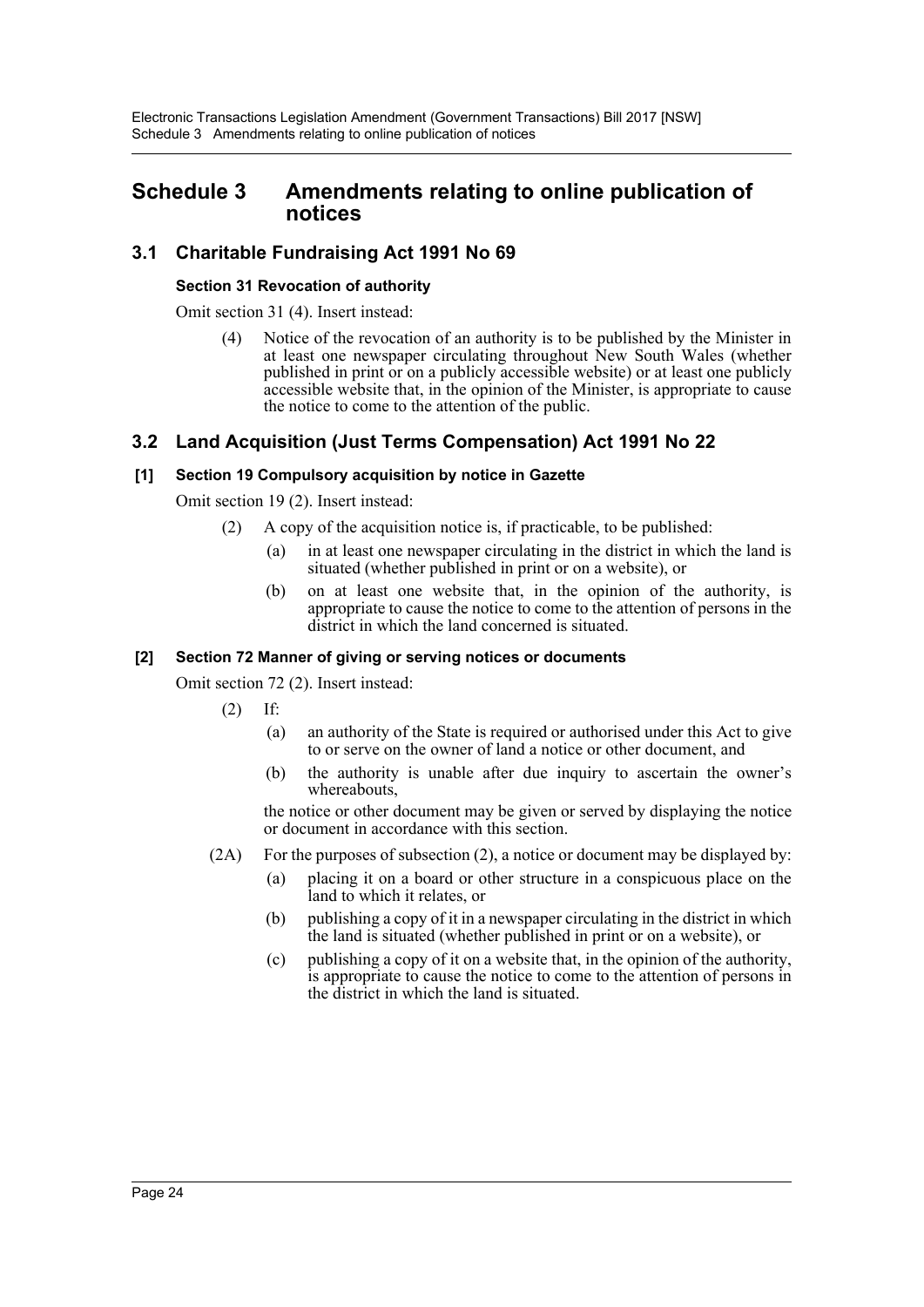# Schedule 3 Amendments relating to online publication of notices

## 3.1 Charitable Fundraising Act 1991 No 69

**Section 31 Revocation of authority**

Omit section 31 (4). Insert instead:

(4) Notice of the revocation of an authority is to be published by the Minister in at least one newspaper circulating throughout New South Wales (whether published in print or on a publicly accessible website) or at least one publicly accessible website that, in the opinion of the Minister, is appropriate to cause the notice to come to the attention of the public.

## 3.2 Land Acquisition (Just Terms Compensation) Act 1991 No 22

**[1] Section 19 Compulsory acquisition by notice in Gazette**

Omit section 19 (2). Insert instead:

(2) A copy of the acquisition notice is, if practicable, to be published:

(a) in at least one newspaper circulating in the district in which the land is situated (whether published in print or on a website), or

(b) on at least one website that, in the opinion of the authority, is appropriate to cause the notice to come to the attention of persons in the district in which the land concerned is situated.

**[2] Section 72 Manner of giving or serving notices or documents**

Omit section 72 (2). Insert instead:

(2) If:

(a) an authority of the State is required or authorised under this Act to give to or serve on the owner of land a notice or other document, and

(b) the authority is unable after due inquiry to ascertain the owner's whereabouts,

the notice or other document may be given or served by displaying the notice or document in accordance with this section.

(2A) For the purposes of subsection (2), a notice or document may be displayed by:

(a) placing it on a board or other structure in a conspicuous place on the land to which it relates, or

(b) publishing a copy of it in a newspaper circulating in the district in which the land is situated (whether published in print or on a website), or

(c) publishing a copy of it on a website that, in the opinion of the authority, is appropriate to cause the notice to come to the attention of persons in the district in which the land is situated.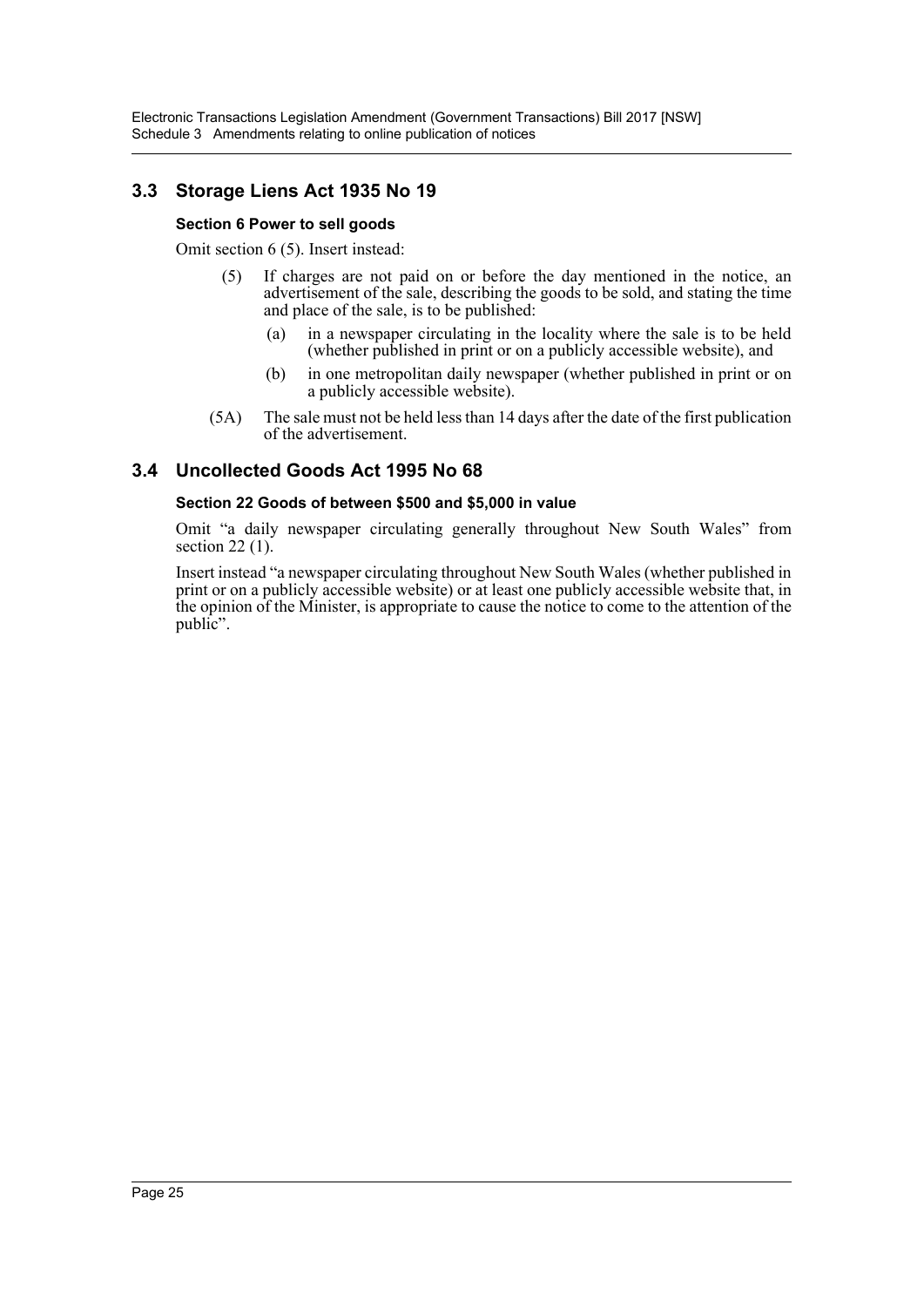## 3.3 Storage Liens Act 1935 No 19

### Section 6 Power to sell goods

Omit section 6 (5). Insert instead:

(5) If charges are not paid on or before the day mentioned in the notice, an advertisement of the sale, describing the goods to be sold, and stating the time and place of the sale, is to be published:

- (a) in a newspaper circulating in the locality where the sale is to be held (whether published in print or on a publicly accessible website), and
- (b) in one metropolitan daily newspaper (whether published in print or on a publicly accessible website).

(5A) The sale must not be held less than 14 days after the date of the first publication of the advertisement.

## 3.4 Uncollected Goods Act 1995 No 68

### Section 22 Goods of between $500 and $5,000 in value

Omit "a daily newspaper circulating generally throughout New South Wales" from section 22 (1).

Insert instead "a newspaper circulating throughout New South Wales (whether published in print or on a publicly accessible website) or at least one publicly accessible website that, in the opinion of the Minister, is appropriate to cause the notice to come to the attention of the public".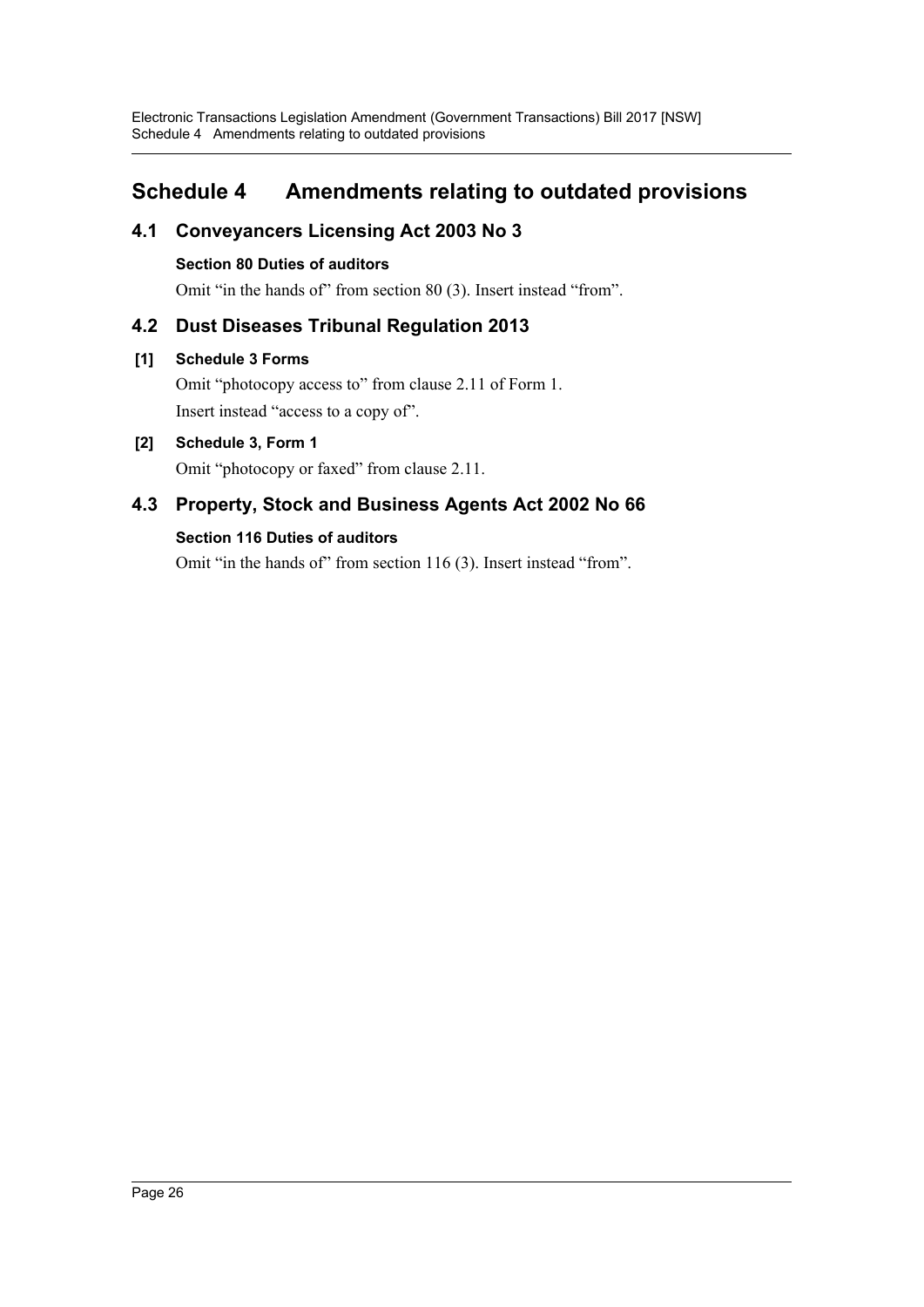# Schedule 4 Amendments relating to outdated provisions

## 4.1 Conveyancers Licensing Act 2003 No 3

### Section 80 Duties of auditors

Omit "in the hands of" from section 80 (3). Insert instead "from".

## 4.2 Dust Diseases Tribunal Regulation 2013

### [1] Schedule 3 Forms

Omit "photocopy access to" from clause 2.11 of Form 1.

Insert instead "access to a copy of".

### [2] Schedule 3, Form 1

Omit "photocopy or faxed" from clause 2.11.

## 4.3 Property, Stock and Business Agents Act 2002 No 66

### Section 116 Duties of auditors

Omit "in the hands of" from section 116 (3). Insert instead "from".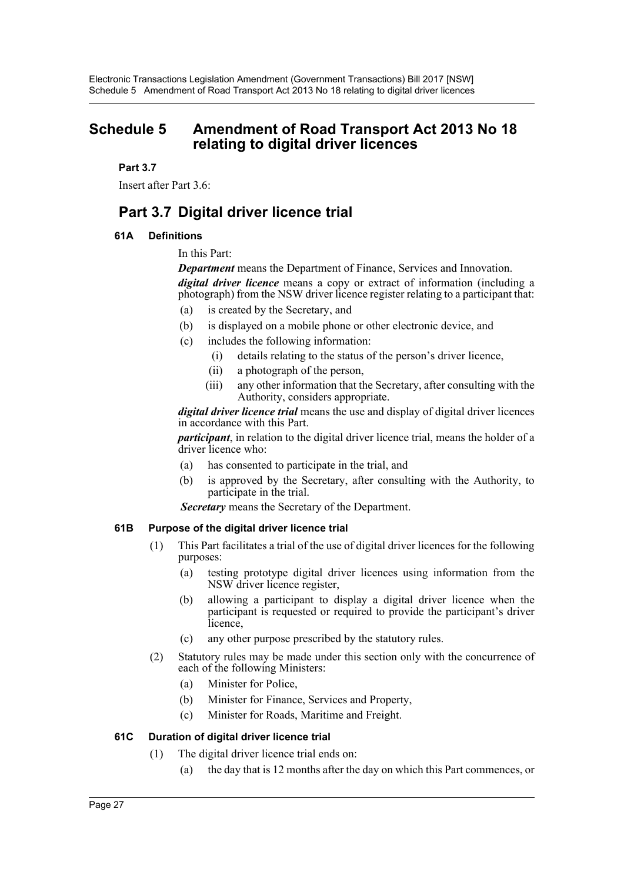# Schedule 5 Amendment of Road Transport Act 2013 No 18 relating to digital driver licences

**Part 3.7**

Insert after Part 3.6:

## Part 3.7 Digital driver licence trial

### 61A Definitions

In this Part:

***Department*** means the Department of Finance, Services and Innovation.

***digital driver licence*** means a copy or extract of information (including a photograph) from the NSW driver licence register relating to a participant that:

- (a) is created by the Secretary, and
- (b) is displayed on a mobile phone or other electronic device, and
- (c) includes the following information:
  - (i) details relating to the status of the person's driver licence,
  - (ii) a photograph of the person,
  - (iii) any other information that the Secretary, after consulting with the Authority, considers appropriate.

***digital driver licence trial*** means the use and display of digital driver licences in accordance with this Part.

***participant***, in relation to the digital driver licence trial, means the holder of a driver licence who:

- (a) has consented to participate in the trial, and
- (b) is approved by the Secretary, after consulting with the Authority, to participate in the trial.

***Secretary*** means the Secretary of the Department.

### 61B Purpose of the digital driver licence trial

(1) This Part facilitates a trial of the use of digital driver licences for the following purposes:

- (a) testing prototype digital driver licences using information from the NSW driver licence register,
- (b) allowing a participant to display a digital driver licence when the participant is requested or required to provide the participant's driver licence,
- (c) any other purpose prescribed by the statutory rules.

(2) Statutory rules may be made under this section only with the concurrence of each of the following Ministers:

- (a) Minister for Police,
- (b) Minister for Finance, Services and Property,
- (c) Minister for Roads, Maritime and Freight.

### 61C Duration of digital driver licence trial

(1) The digital driver licence trial ends on:

- (a) the day that is 12 months after the day on which this Part commences, or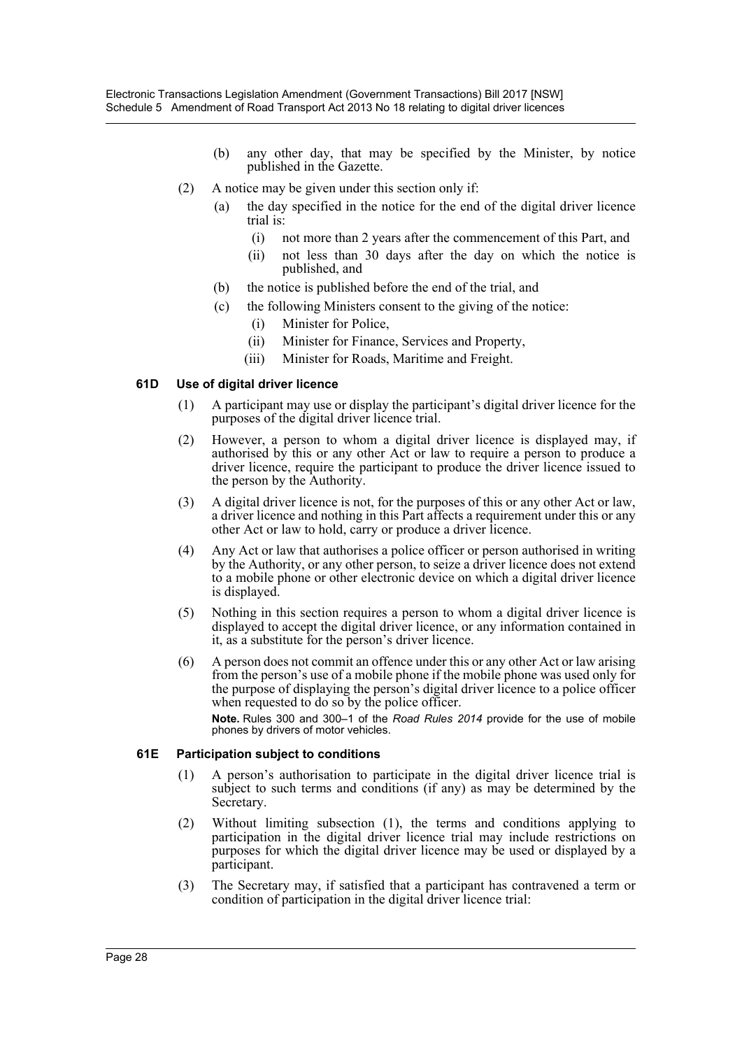(b) any other day, that may be specified by the Minister, by notice published in the Gazette.

(2) A notice may be given under this section only if:

(a) the day specified in the notice for the end of the digital driver licence trial is:

(i) not more than 2 years after the commencement of this Part, and

(ii) not less than 30 days after the day on which the notice is published, and

(b) the notice is published before the end of the trial, and

(c) the following Ministers consent to the giving of the notice:

(i) Minister for Police,

(ii) Minister for Finance, Services and Property,

(iii) Minister for Roads, Maritime and Freight.

#### 61D Use of digital driver licence

(1) A participant may use or display the participant's digital driver licence for the purposes of the digital driver licence trial.

(2) However, a person to whom a digital driver licence is displayed may, if authorised by this or any other Act or law to require a person to produce a driver licence, require the participant to produce the driver licence issued to the person by the Authority.

(3) A digital driver licence is not, for the purposes of this or any other Act or law, a driver licence and nothing in this Part affects a requirement under this or any other Act or law to hold, carry or produce a driver licence.

(4) Any Act or law that authorises a police officer or person authorised in writing by the Authority, or any other person, to seize a driver licence does not extend to a mobile phone or other electronic device on which a digital driver licence is displayed.

(5) Nothing in this section requires a person to whom a digital driver licence is displayed to accept the digital driver licence, or any information contained in it, as a substitute for the person's driver licence.

(6) A person does not commit an offence under this or any other Act or law arising from the person's use of a mobile phone if the mobile phone was used only for the purpose of displaying the person's digital driver licence to a police officer when requested to do so by the police officer.

**Note.** Rules 300 and 300–1 of the *Road Rules 2014* provide for the use of mobile phones by drivers of motor vehicles.

#### 61E Participation subject to conditions

(1) A person's authorisation to participate in the digital driver licence trial is subject to such terms and conditions (if any) as may be determined by the Secretary.

(2) Without limiting subsection (1), the terms and conditions applying to participation in the digital driver licence trial may include restrictions on purposes for which the digital driver licence may be used or displayed by a participant.

(3) The Secretary may, if satisfied that a participant has contravened a term or condition of participation in the digital driver licence trial: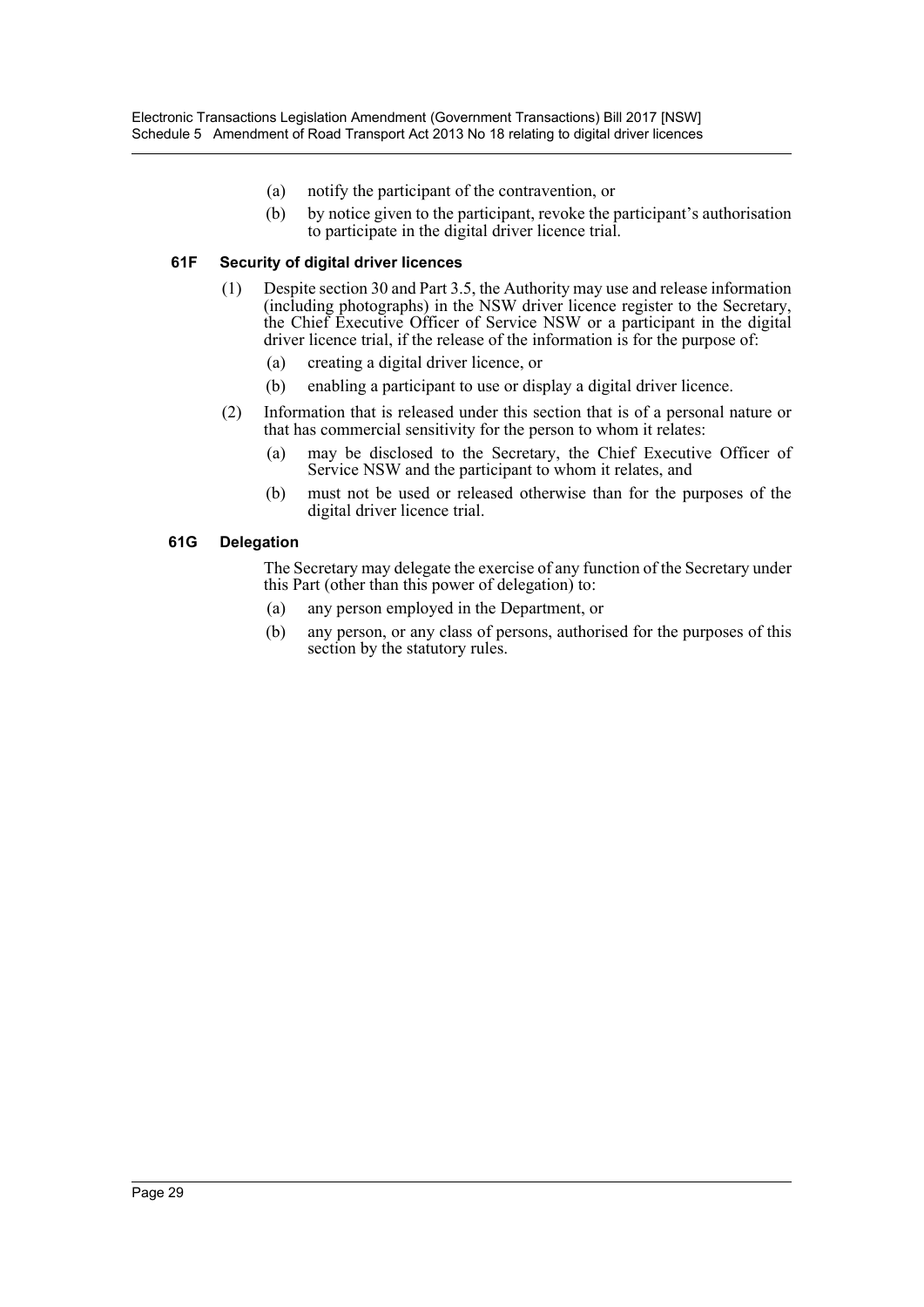(a) notify the participant of the contravention, or

(b) by notice given to the participant, revoke the participant's authorisation to participate in the digital driver licence trial.

**61F Security of digital driver licences**

(1) Despite section 30 and Part 3.5, the Authority may use and release information (including photographs) in the NSW driver licence register to the Secretary, the Chief Executive Officer of Service NSW or a participant in the digital driver licence trial, if the release of the information is for the purpose of:

(a) creating a digital driver licence, or

(b) enabling a participant to use or display a digital driver licence.

(2) Information that is released under this section that is of a personal nature or that has commercial sensitivity for the person to whom it relates:

(a) may be disclosed to the Secretary, the Chief Executive Officer of Service NSW and the participant to whom it relates, and

(b) must not be used or released otherwise than for the purposes of the digital driver licence trial.

**61G Delegation**

The Secretary may delegate the exercise of any function of the Secretary under this Part (other than this power of delegation) to:

(a) any person employed in the Department, or

(b) any person, or any class of persons, authorised for the purposes of this section by the statutory rules.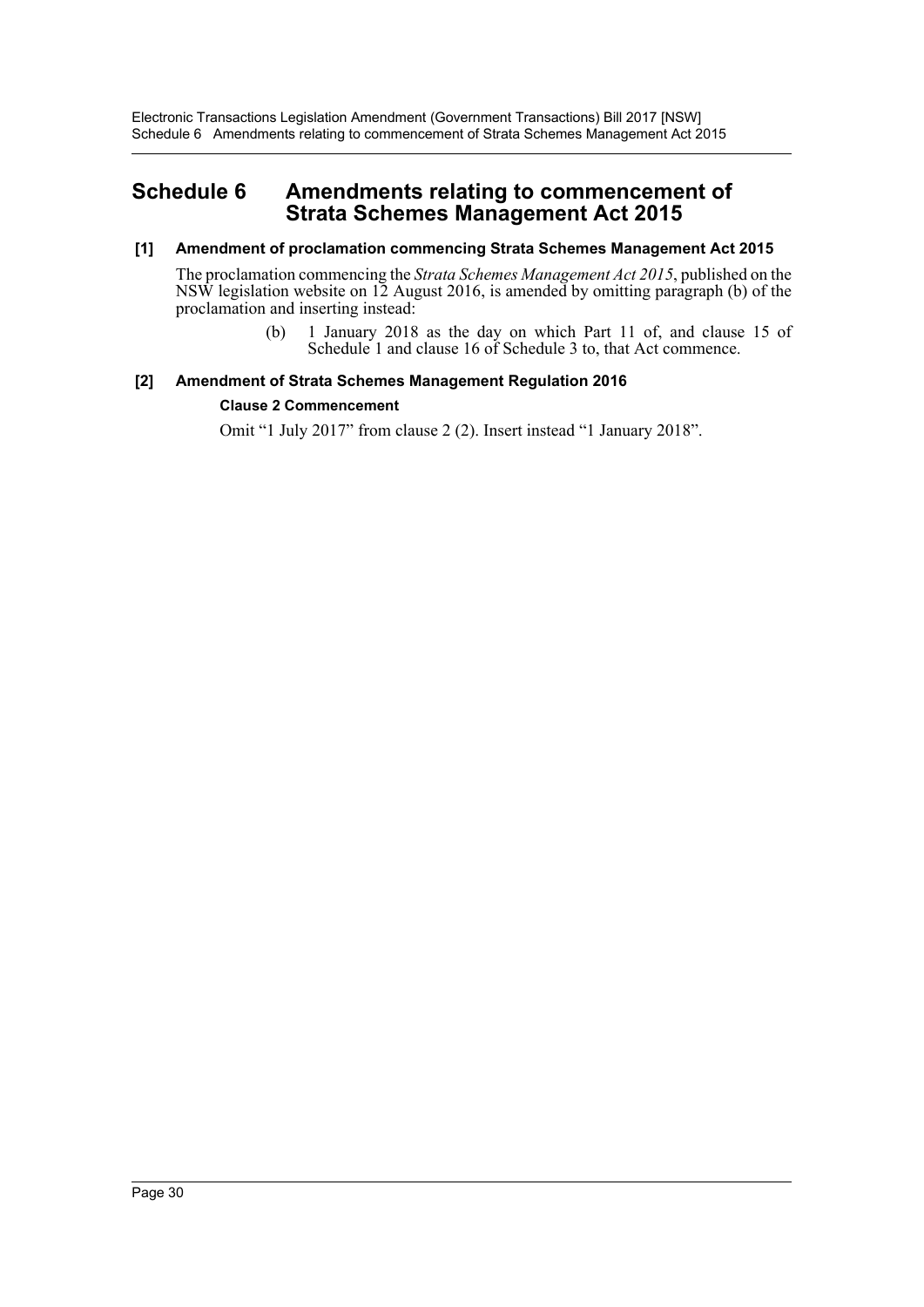# Schedule 6 Amendments relating to commencement of Strata Schemes Management Act 2015

## [1] Amendment of proclamation commencing Strata Schemes Management Act 2015

The proclamation commencing the *Strata Schemes Management Act 2015*, published on the NSW legislation website on 12 August 2016, is amended by omitting paragraph (b) of the proclamation and inserting instead:

> (b) 1 January 2018 as the day on which Part 11 of, and clause 15 of Schedule 1 and clause 16 of Schedule 3 to, that Act commence.

## [2] Amendment of Strata Schemes Management Regulation 2016

### Clause 2 Commencement

Omit "1 July 2017" from clause 2 (2). Insert instead "1 January 2018".